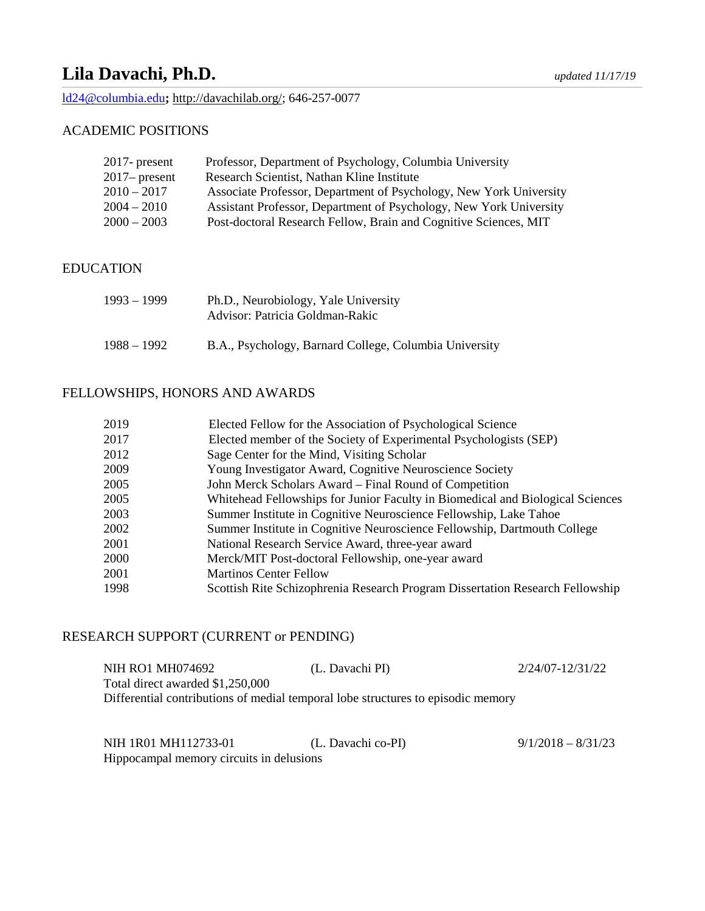# Lila Davachi, Ph.D.

*updated 11/17/19*

ld24@columbia.edu**;** http://davachilab.org/; 646-257-0077

## ACADEMIC POSITIONS

| | |
|---|---|
| 2017- present | Professor, Department of Psychology, Columbia University |
| 2017– present | Research Scientist, Nathan Kline Institute |
| 2010 – 2017 | Associate Professor, Department of Psychology, New York University |
| 2004 – 2010 | Assistant Professor, Department of Psychology, New York University |
| 2000 – 2003 | Post-doctoral Research Fellow, Brain and Cognitive Sciences, MIT |

## EDUCATION

| | |
|---|---|
| 1993 – 1999 | Ph.D., Neurobiology, Yale University<br>Advisor: Patricia Goldman-Rakic |
| 1988 – 1992 | B.A., Psychology, Barnard College, Columbia University |

## FELLOWSHIPS, HONORS AND AWARDS

| | |
|---|---|
| 2019 | Elected Fellow for the Association of Psychological Science |
| 2017 | Elected member of the Society of Experimental Psychologists (SEP) |
| 2012 | Sage Center for the Mind, Visiting Scholar |
| 2009 | Young Investigator Award, Cognitive Neuroscience Society |
| 2005 | John Merck Scholars Award – Final Round of Competition |
| 2005 | Whitehead Fellowships for Junior Faculty in Biomedical and Biological Sciences |
| 2003 | Summer Institute in Cognitive Neuroscience Fellowship, Lake Tahoe |
| 2002 | Summer Institute in Cognitive Neuroscience Fellowship, Dartmouth College |
| 2001 | National Research Service Award, three-year award |
| 2000 | Merck/MIT Post-doctoral Fellowship, one-year award |
| 2001 | Martinos Center Fellow |
| 1998 | Scottish Rite Schizophrenia Research Program Dissertation Research Fellowship |

## RESEARCH SUPPORT (CURRENT or PENDING)

NIH RO1 MH074692 (L. Davachi PI) 2/24/07-12/31/22
Total direct awarded $1,250,000
Differential contributions of medial temporal lobe structures to episodic memory

NIH 1R01 MH112733-01 (L. Davachi co-PI) 9/1/2018 – 8/31/23
Hippocampal memory circuits in delusions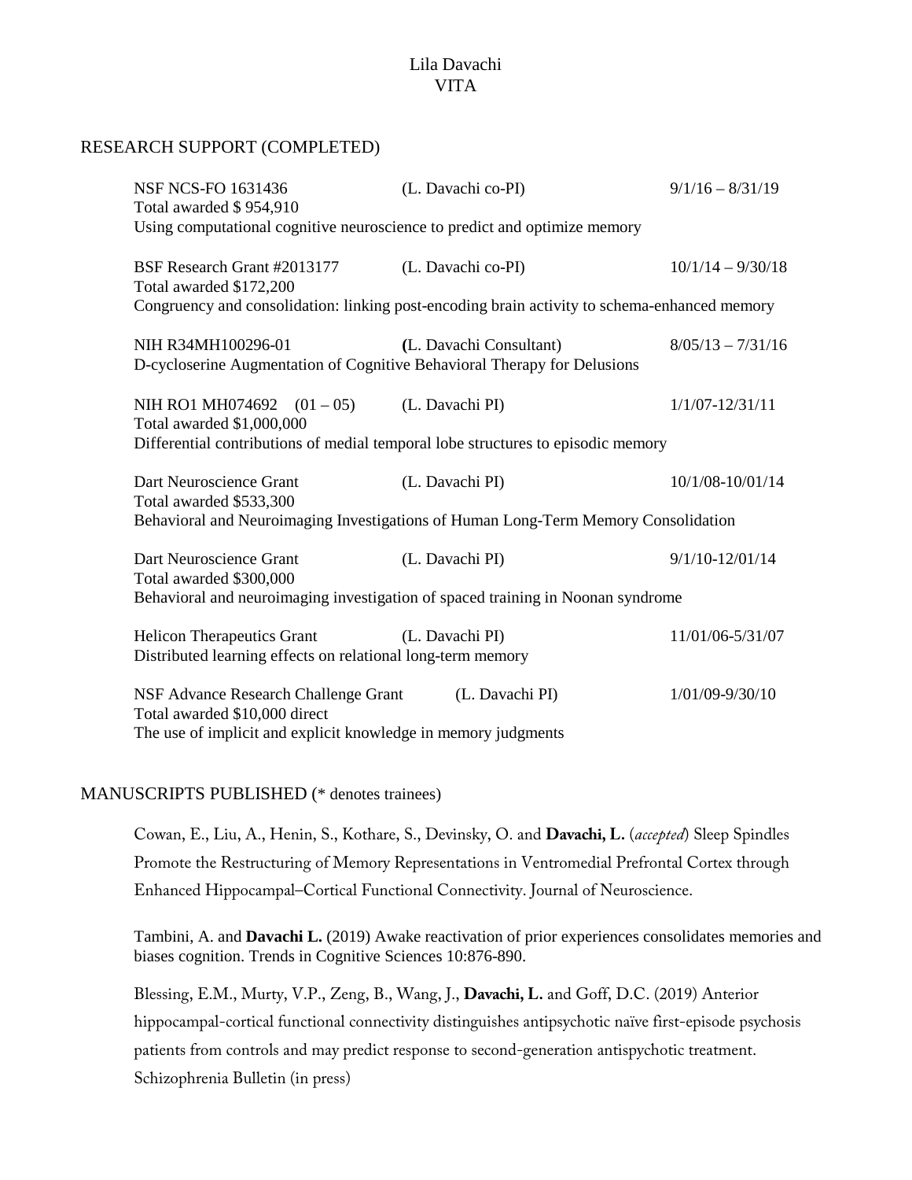Lila Davachi
VITA

## RESEARCH SUPPORT (COMPLETED)

NSF NCS-FO 1631436 (L. Davachi co-PI) 9/1/16 – 8/31/19
Total awarded $ 954,910
Using computational cognitive neuroscience to predict and optimize memory

BSF Research Grant #2013177 (L. Davachi co-PI) 10/1/14 – 9/30/18
Total awarded $172,200
Congruency and consolidation: linking post-encoding brain activity to schema-enhanced memory

NIH R34MH100296-01 (L. Davachi Consultant) 8/05/13 – 7/31/16
D-cycloserine Augmentation of Cognitive Behavioral Therapy for Delusions

NIH RO1 MH074692 (01 – 05) (L. Davachi PI) 1/1/07-12/31/11
Total awarded $1,000,000
Differential contributions of medial temporal lobe structures to episodic memory

Dart Neuroscience Grant (L. Davachi PI) 10/1/08-10/01/14
Total awarded $533,300
Behavioral and Neuroimaging Investigations of Human Long-Term Memory Consolidation

Dart Neuroscience Grant (L. Davachi PI) 9/1/10-12/01/14
Total awarded $300,000
Behavioral and neuroimaging investigation of spaced training in Noonan syndrome

Helicon Therapeutics Grant (L. Davachi PI) 11/01/06-5/31/07
Distributed learning effects on relational long-term memory

NSF Advance Research Challenge Grant (L. Davachi PI) 1/01/09-9/30/10
Total awarded $10,000 direct
The use of implicit and explicit knowledge in memory judgments

## MANUSCRIPTS PUBLISHED (* denotes trainees)

Cowan, E., Liu, A., Henin, S., Kothare, S., Devinsky, O. and **Davachi, L.** (*accepted*) Sleep Spindles Promote the Restructuring of Memory Representations in Ventromedial Prefrontal Cortex through Enhanced Hippocampal–Cortical Functional Connectivity. Journal of Neuroscience.

Tambini, A. and **Davachi L.** (2019) Awake reactivation of prior experiences consolidates memories and biases cognition. Trends in Cognitive Sciences 10:876-890.

Blessing, E.M., Murty, V.P., Zeng, B., Wang, J., **Davachi, L.** and Goff, D.C. (2019) Anterior hippocampal-cortical functional connectivity distinguishes antipsychotic naïve first-episode psychosis patients from controls and may predict response to second-generation antispychotic treatment. Schizophrenia Bulletin (in press)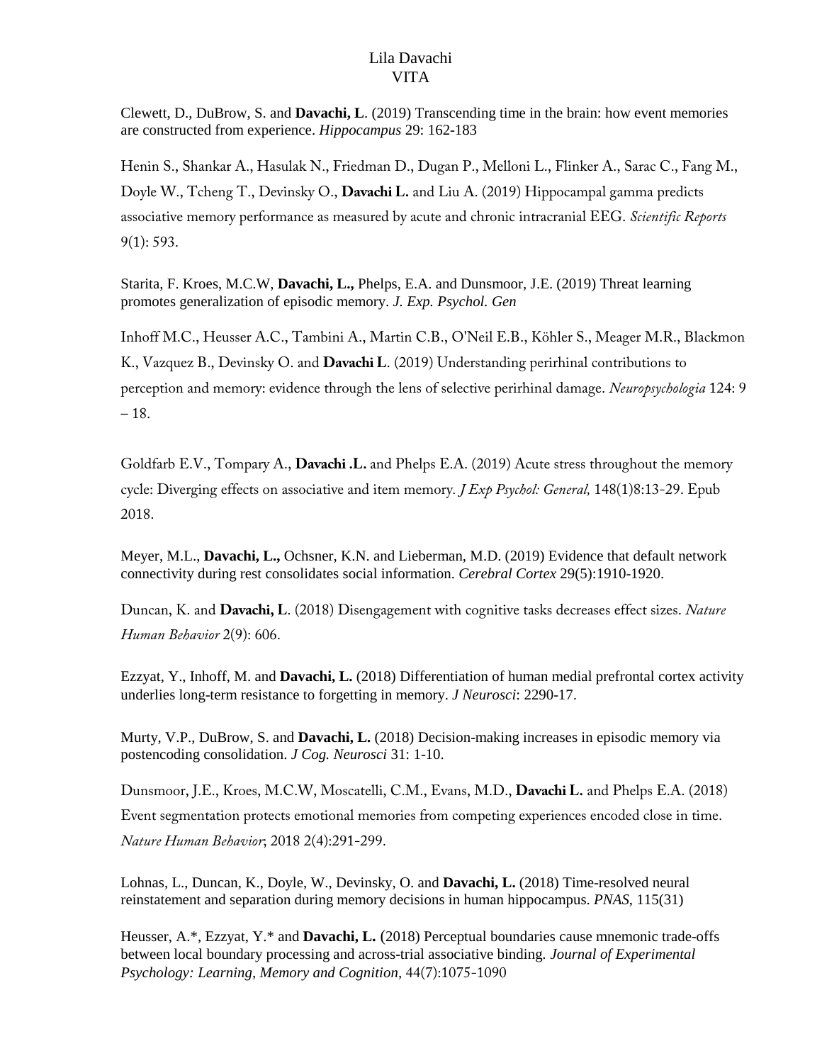Clewett, D., DuBrow, S. and **Davachi, L**. (2019) Transcending time in the brain: how event memories are constructed from experience. *Hippocampus* 29: 162-183

Henin S., Shankar A., Hasulak N., Friedman D., Dugan P., Melloni L., Flinker A., Sarac C., Fang M., Doyle W., Tcheng T., Devinsky O., **Davachi L.** and Liu A. (2019) Hippocampal gamma predicts associative memory performance as measured by acute and chronic intracranial EEG. *Scientific Reports* 9(1): 593.

Starita, F. Kroes, M.C.W, **Davachi, L.,** Phelps, E.A. and Dunsmoor, J.E. (2019) Threat learning promotes generalization of episodic memory. *J. Exp. Psychol. Gen*

Inhoff M.C., Heusser A.C., Tambini A., Martin C.B., O'Neil E.B., Köhler S., Meager M.R., Blackmon K., Vazquez B., Devinsky O. and **Davachi L**. (2019) Understanding perirhinal contributions to perception and memory: evidence through the lens of selective perirhinal damage. *Neuropsychologia* 124: 9 – 18.

Goldfarb E.V., Tompary A., **Davachi .L.** and Phelps E.A. (2019) Acute stress throughout the memory cycle: Diverging effects on associative and item memory. *J Exp Psychol: General,* 148(1)8:13-29. Epub 2018.

Meyer, M.L., **Davachi, L.,** Ochsner, K.N. and Lieberman, M.D. (2019) Evidence that default network connectivity during rest consolidates social information. *Cerebral Cortex* 29(5):1910-1920.

Duncan, K. and **Davachi, L**. (2018) Disengagement with cognitive tasks decreases effect sizes. *Nature Human Behavior* 2(9): 606.

Ezzyat, Y., Inhoff, M. and **Davachi, L.** (2018) Differentiation of human medial prefrontal cortex activity underlies long-term resistance to forgetting in memory. *J Neurosci*: 2290-17.

Murty, V.P., DuBrow, S. and **Davachi, L.** (2018) Decision-making increases in episodic memory via postencoding consolidation. *J Cog. Neurosci* 31: 1-10.

Dunsmoor, J.E., Kroes, M.C.W, Moscatelli, C.M., Evans, M.D., **Davachi L.** and Phelps E.A. (2018) Event segmentation protects emotional memories from competing experiences encoded close in time. *Nature Human Behavior*; 2018 2(4):291-299.

Lohnas, L., Duncan, K., Doyle, W., Devinsky, O. and **Davachi, L.** (2018) Time-resolved neural reinstatement and separation during memory decisions in human hippocampus. *PNAS*, 115(31)

Heusser, A.*, Ezzyat, Y.* and **Davachi, L.** (2018) Perceptual boundaries cause mnemonic trade-offs between local boundary processing and across-trial associative binding. *Journal of Experimental Psychology: Learning, Memory and Cognition,* 44(7):1075-1090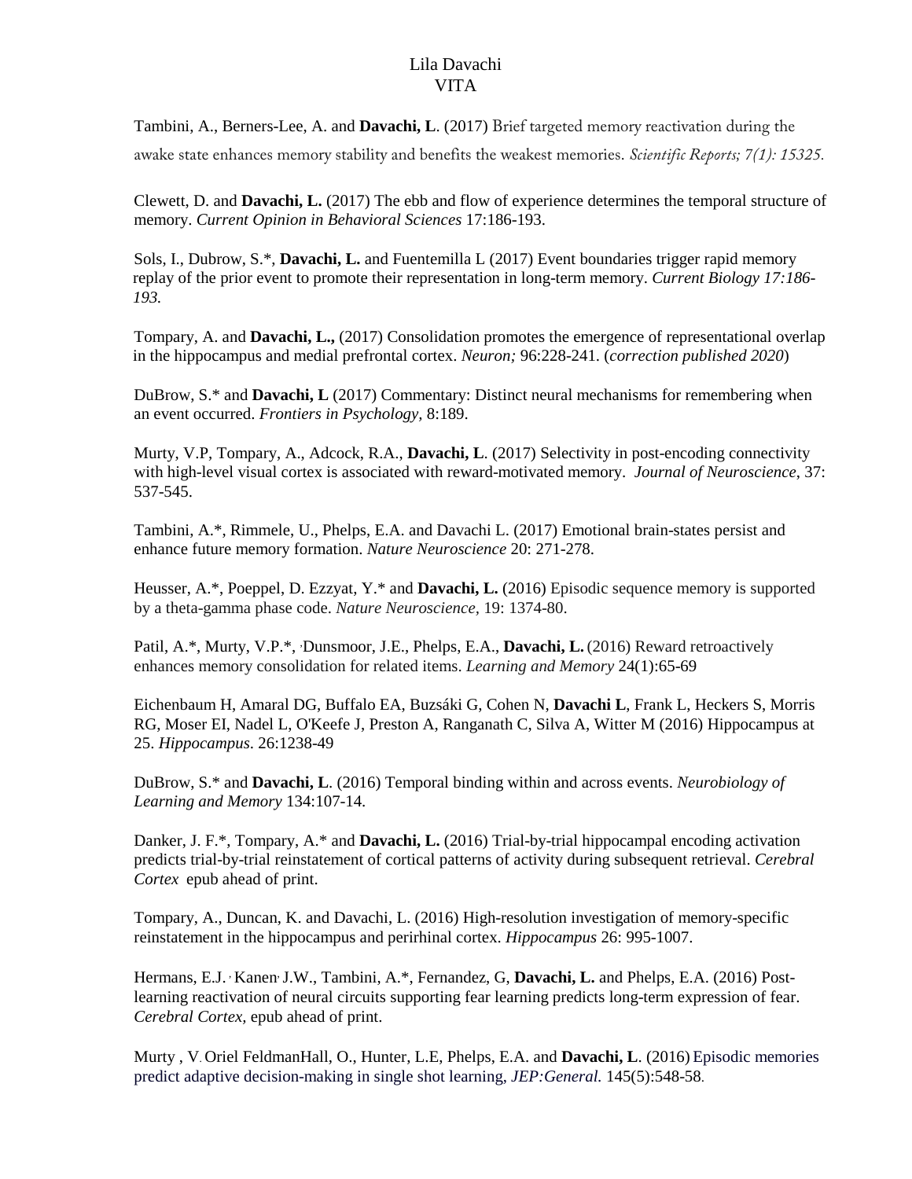Tambini, A., Berners-Lee, A. and **Davachi, L**. (2017) Brief targeted memory reactivation during the awake state enhances memory stability and benefits the weakest memories. *Scientific Reports; 7(1): 15325.*

Clewett, D. and **Davachi, L.** (2017) The ebb and flow of experience determines the temporal structure of memory. *Current Opinion in Behavioral Sciences* 17:186-193.

Sols, I., Dubrow, S.*, **Davachi, L.** and Fuentemilla L (2017) Event boundaries trigger rapid memory replay of the prior event to promote their representation in long-term memory. *Current Biology 17:186-193.*

Tompary, A. and **Davachi, L.,** (2017) Consolidation promotes the emergence of representational overlap in the hippocampus and medial prefrontal cortex. *Neuron;* 96:228-241. (*correction published 2020*)

DuBrow, S.* and **Davachi, L** (2017) Commentary: Distinct neural mechanisms for remembering when an event occurred. *Frontiers in Psychology,* 8:189.

Murty, V.P, Tompary, A., Adcock, R.A., **Davachi, L**. (2017) Selectivity in post-encoding connectivity with high-level visual cortex is associated with reward-motivated memory. *Journal of Neuroscience*, 37: 537-545.

Tambini, A.*, Rimmele, U., Phelps, E.A. and Davachi L. (2017) Emotional brain-states persist and enhance future memory formation. *Nature Neuroscience* 20: 271-278.

Heusser, A.*, Poeppel, D. Ezzyat, Y.* and **Davachi, L.** (2016) Episodic sequence memory is supported by a theta-gamma phase code. *Nature Neuroscience*, 19: 1374-80.

Patil, A.*, Murty, V.P.*, ,Dunsmoor, J.E., Phelps, E.A., **Davachi, L.** (2016) Reward retroactively enhances memory consolidation for related items. *Learning and Memory* 24(1):65-69

Eichenbaum H, Amaral DG, Buffalo EA, Buzsáki G, Cohen N, **Davachi L**, Frank L, Heckers S, Morris RG, Moser EI, Nadel L, O'Keefe J, Preston A, Ranganath C, Silva A, Witter M (2016) Hippocampus at 25. *Hippocampus*. 26:1238-49

DuBrow, S.* and **Davachi, L**. (2016) Temporal binding within and across events. *Neurobiology of Learning and Memory* 134:107-14.

Danker, J. F.*, Tompary, A.* and **Davachi, L.** (2016) Trial-by-trial hippocampal encoding activation predicts trial-by-trial reinstatement of cortical patterns of activity during subsequent retrieval. *Cerebral Cortex* epub ahead of print.

Tompary, A., Duncan, K. and Davachi, L. (2016) High-resolution investigation of memory-specific reinstatement in the hippocampus and perirhinal cortex. *Hippocampus* 26: 995-1007.

Hermans, E.J., Kanen, J.W., Tambini, A.*, Fernandez, G, **Davachi, L.** and Phelps, E.A. (2016) Post-learning reactivation of neural circuits supporting fear learning predicts long-term expression of fear. *Cerebral Cortex*, epub ahead of print.

Murty , V. Oriel FeldmanHall, O., Hunter, L.E, Phelps, E.A. and **Davachi, L**. (2016) Episodic memories predict adaptive decision-making in single shot learning, *JEP:General.* 145(5):548-58.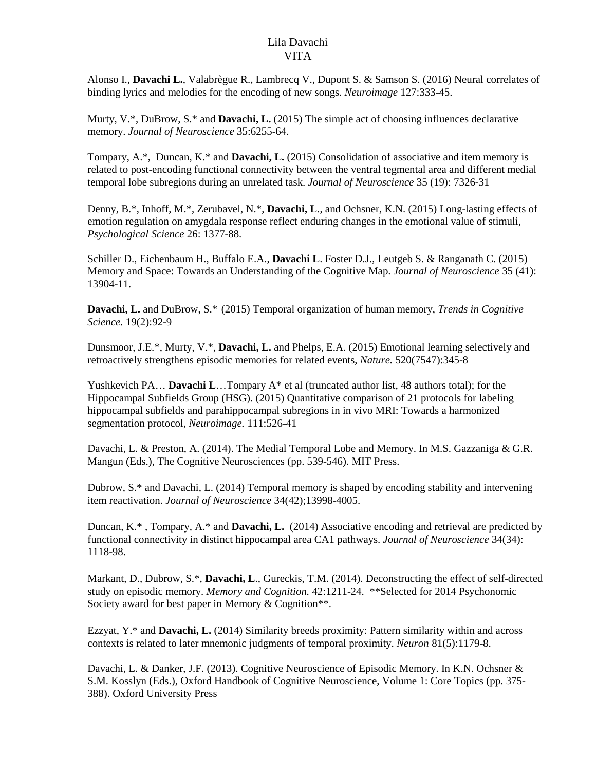Lila Davachi
VITA

Alonso I., **Davachi L.**, Valabrègue R., Lambrecq V., Dupont S. & Samson S. (2016) Neural correlates of binding lyrics and melodies for the encoding of new songs. *Neuroimage* 127:333-45.

Murty, V.*, DuBrow, S.* and **Davachi, L.** (2015) The simple act of choosing influences declarative memory. *Journal of Neuroscience* 35:6255-64.

Tompary, A.*, Duncan, K.* and **Davachi, L.** (2015) Consolidation of associative and item memory is related to post-encoding functional connectivity between the ventral tegmental area and different medial temporal lobe subregions during an unrelated task. *Journal of Neuroscience* 35 (19): 7326-31

Denny, B.*, Inhoff, M.*, Zerubavel, N.*, **Davachi, L**., and Ochsner, K.N. (2015) Long-lasting effects of emotion regulation on amygdala response reflect enduring changes in the emotional value of stimuli, *Psychological Science* 26: 1377-88.

Schiller D., Eichenbaum H., Buffalo E.A., **Davachi L**. Foster D.J., Leutgeb S. & Ranganath C. (2015) Memory and Space: Towards an Understanding of the Cognitive Map. *Journal of Neuroscience* 35 (41): 13904-11.

**Davachi, L.** and DuBrow, S.* (2015) Temporal organization of human memory, *Trends in Cognitive Science.* 19(2):92-9

Dunsmoor, J.E.*, Murty, V.*, **Davachi, L.** and Phelps, E.A. (2015) Emotional learning selectively and retroactively strengthens episodic memories for related events, *Nature.* 520(7547):345-8

Yushkevich PA… **Davachi L**…Tompary A* et al (truncated author list, 48 authors total); for the Hippocampal Subfields Group (HSG). (2015) Quantitative comparison of 21 protocols for labeling hippocampal subfields and parahippocampal subregions in in vivo MRI: Towards a harmonized segmentation protocol, *Neuroimage.* 111:526-41

Davachi, L. & Preston, A. (2014). The Medial Temporal Lobe and Memory. In M.S. Gazzaniga & G.R. Mangun (Eds.), The Cognitive Neurosciences (pp. 539-546). MIT Press.

Dubrow, S.* and Davachi, L. (2014) Temporal memory is shaped by encoding stability and intervening item reactivation. *Journal of Neuroscience* 34(42);13998-4005.

Duncan, K.* , Tompary, A.* and **Davachi, L.** (2014) Associative encoding and retrieval are predicted by functional connectivity in distinct hippocampal area CA1 pathways. *Journal of Neuroscience* 34(34): 1118-98.

Markant, D., Dubrow, S.*, **Davachi, L**., Gureckis, T.M. (2014). Deconstructing the effect of self-directed study on episodic memory. *Memory and Cognition.* 42:1211-24. **Selected for 2014 Psychonomic Society award for best paper in Memory & Cognition**.

Ezzyat, Y.* and **Davachi, L.** (2014) Similarity breeds proximity: Pattern similarity within and across contexts is related to later mnemonic judgments of temporal proximity. *Neuron* 81(5):1179-8.

Davachi, L. & Danker, J.F. (2013). Cognitive Neuroscience of Episodic Memory. In K.N. Ochsner & S.M. Kosslyn (Eds.), Oxford Handbook of Cognitive Neuroscience, Volume 1: Core Topics (pp. 375-388). Oxford University Press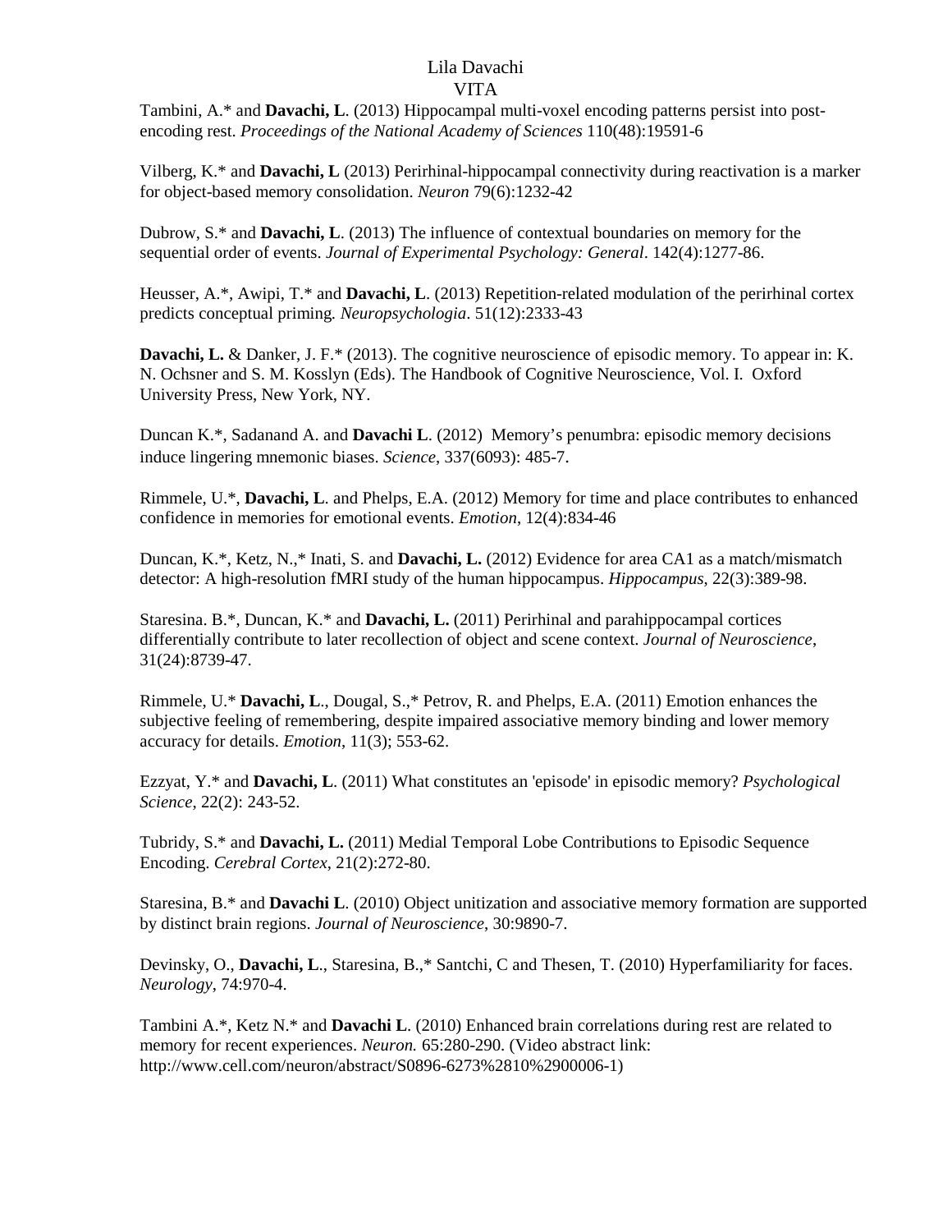Lila Davachi
VITA

Tambini, A.* and **Davachi, L**. (2013) Hippocampal multi-voxel encoding patterns persist into post-encoding rest. *Proceedings of the National Academy of Sciences* 110(48):19591-6

Vilberg, K.* and **Davachi, L** (2013) Perirhinal-hippocampal connectivity during reactivation is a marker for object-based memory consolidation. *Neuron* 79(6):1232-42

Dubrow, S.* and **Davachi, L**. (2013) The influence of contextual boundaries on memory for the sequential order of events. *Journal of Experimental Psychology: General*. 142(4):1277-86.

Heusser, A.*, Awipi, T.* and **Davachi, L**. (2013) Repetition-related modulation of the perirhinal cortex predicts conceptual priming*. Neuropsychologia*. 51(12):2333-43

**Davachi, L.** & Danker, J. F.* (2013). The cognitive neuroscience of episodic memory. To appear in: K. N. Ochsner and S. M. Kosslyn (Eds). The Handbook of Cognitive Neuroscience, Vol. I. Oxford University Press, New York, NY.

Duncan K.*, Sadanand A. and **Davachi L**. (2012) Memory's penumbra: episodic memory decisions induce lingering mnemonic biases. *Science*, 337(6093): 485-7.

Rimmele, U.*, **Davachi, L**. and Phelps, E.A. (2012) Memory for time and place contributes to enhanced confidence in memories for emotional events. *Emotion*, 12(4):834-46

Duncan, K.*, Ketz, N.,* Inati, S. and **Davachi, L.** (2012) Evidence for area CA1 as a match/mismatch detector: A high-resolution fMRI study of the human hippocampus. *Hippocampus*, 22(3):389-98.

Staresina. B.*, Duncan, K.* and **Davachi, L.** (2011) Perirhinal and parahippocampal cortices differentially contribute to later recollection of object and scene context. *Journal of Neuroscience*, 31(24):8739-47.

Rimmele, U.* **Davachi, L**., Dougal, S.,* Petrov, R. and Phelps, E.A. (2011) Emotion enhances the subjective feeling of remembering, despite impaired associative memory binding and lower memory accuracy for details. *Emotion*, 11(3); 553-62.

Ezzyat, Y.* and **Davachi, L**. (2011) What constitutes an 'episode' in episodic memory? *Psychological Science*, 22(2): 243-52.

Tubridy, S.* and **Davachi, L.** (2011) Medial Temporal Lobe Contributions to Episodic Sequence Encoding. *Cerebral Cortex*, 21(2):272-80.

Staresina, B.* and **Davachi L**. (2010) Object unitization and associative memory formation are supported by distinct brain regions. *Journal of Neuroscience*, 30:9890-7.

Devinsky, O., **Davachi, L**., Staresina, B.,* Santchi, C and Thesen, T. (2010) Hyperfamiliarity for faces. *Neurology*, 74:970-4.

Tambini A.*, Ketz N.* and **Davachi L**. (2010) Enhanced brain correlations during rest are related to memory for recent experiences. *Neuron.* 65:280-290. (Video abstract link: http://www.cell.com/neuron/abstract/S0896-6273%2810%2900006-1)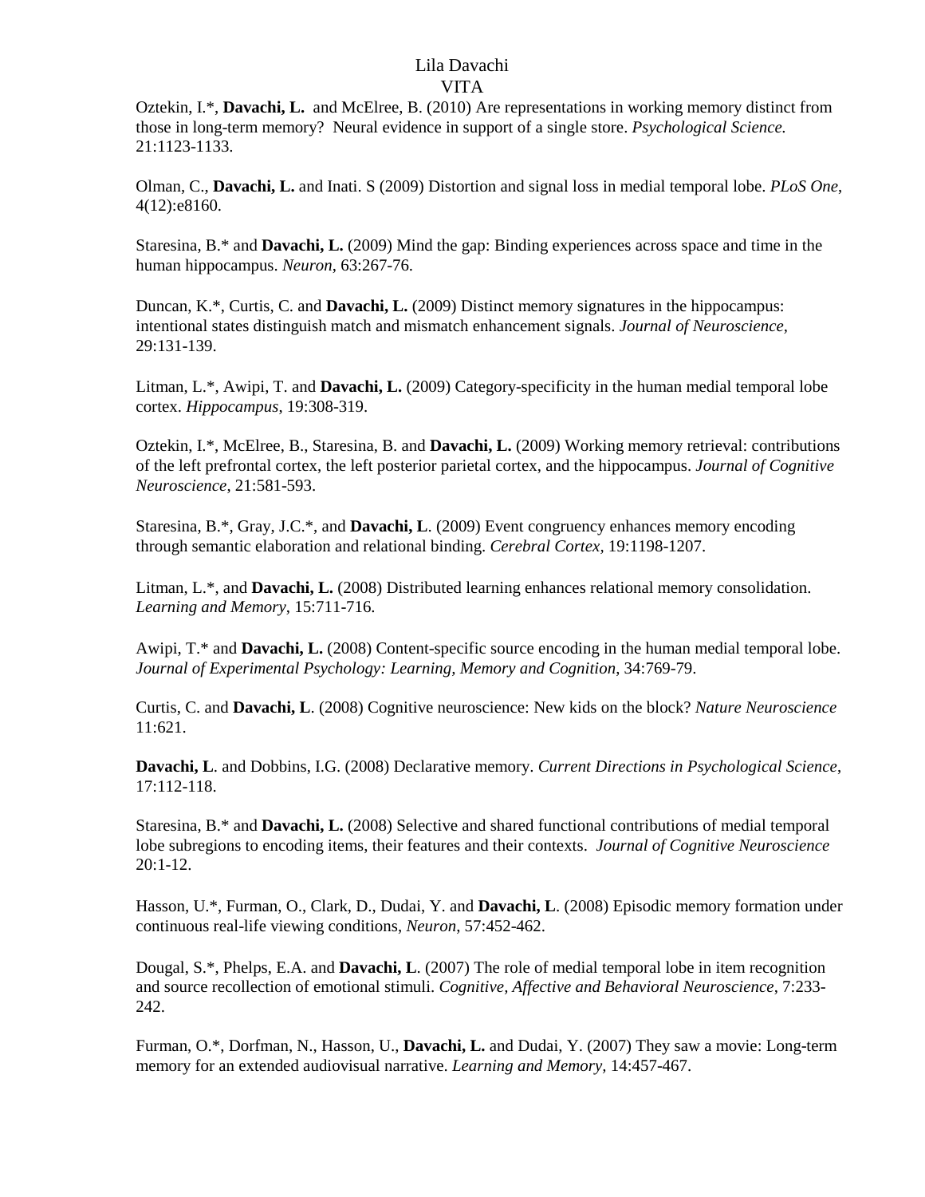Oztekin, I.*, **Davachi, L.** and McElree, B. (2010) Are representations in working memory distinct from those in long-term memory? Neural evidence in support of a single store. *Psychological Science.* 21:1123-1133.

Olman, C., **Davachi, L.** and Inati. S (2009) Distortion and signal loss in medial temporal lobe. *PLoS One*, 4(12):e8160.

Staresina, B.* and **Davachi, L.** (2009) Mind the gap: Binding experiences across space and time in the human hippocampus. *Neuron*, 63:267-76.

Duncan, K.*, Curtis, C. and **Davachi, L.** (2009) Distinct memory signatures in the hippocampus: intentional states distinguish match and mismatch enhancement signals. *Journal of Neuroscience,* 29:131-139.

Litman, L.*, Awipi, T. and **Davachi, L.** (2009) Category-specificity in the human medial temporal lobe cortex. *Hippocampus*, 19:308-319.

Oztekin, I.*, McElree, B., Staresina, B. and **Davachi, L.** (2009) Working memory retrieval: contributions of the left prefrontal cortex, the left posterior parietal cortex, and the hippocampus. *Journal of Cognitive Neuroscience*, 21:581-593.

Staresina, B.*, Gray, J.C.*, and **Davachi, L**. (2009) Event congruency enhances memory encoding through semantic elaboration and relational binding. *Cerebral Cortex,* 19:1198-1207.

Litman, L.*, and **Davachi, L.** (2008) Distributed learning enhances relational memory consolidation. *Learning and Memory*, 15:711-716.

Awipi, T.* and **Davachi, L.** (2008) Content-specific source encoding in the human medial temporal lobe. *Journal of Experimental Psychology: Learning, Memory and Cognition*, 34:769-79.

Curtis, C. and **Davachi, L**. (2008) Cognitive neuroscience: New kids on the block? *Nature Neuroscience* 11:621.

**Davachi, L**. and Dobbins, I.G. (2008) Declarative memory. *Current Directions in Psychological Science*, 17:112-118.

Staresina, B.* and **Davachi, L.** (2008) Selective and shared functional contributions of medial temporal lobe subregions to encoding items, their features and their contexts. *Journal of Cognitive Neuroscience* 20:1-12.

Hasson, U.*, Furman, O., Clark, D., Dudai, Y. and **Davachi, L**. (2008) Episodic memory formation under continuous real-life viewing conditions, *Neuron*, 57:452-462.

Dougal, S.*, Phelps, E.A. and **Davachi, L**. (2007) The role of medial temporal lobe in item recognition and source recollection of emotional stimuli. *Cognitive, Affective and Behavioral Neuroscience*, 7:233-242.

Furman, O.*, Dorfman, N., Hasson, U., **Davachi, L.** and Dudai, Y. (2007) They saw a movie: Long-term memory for an extended audiovisual narrative. *Learning and Memory,* 14:457-467.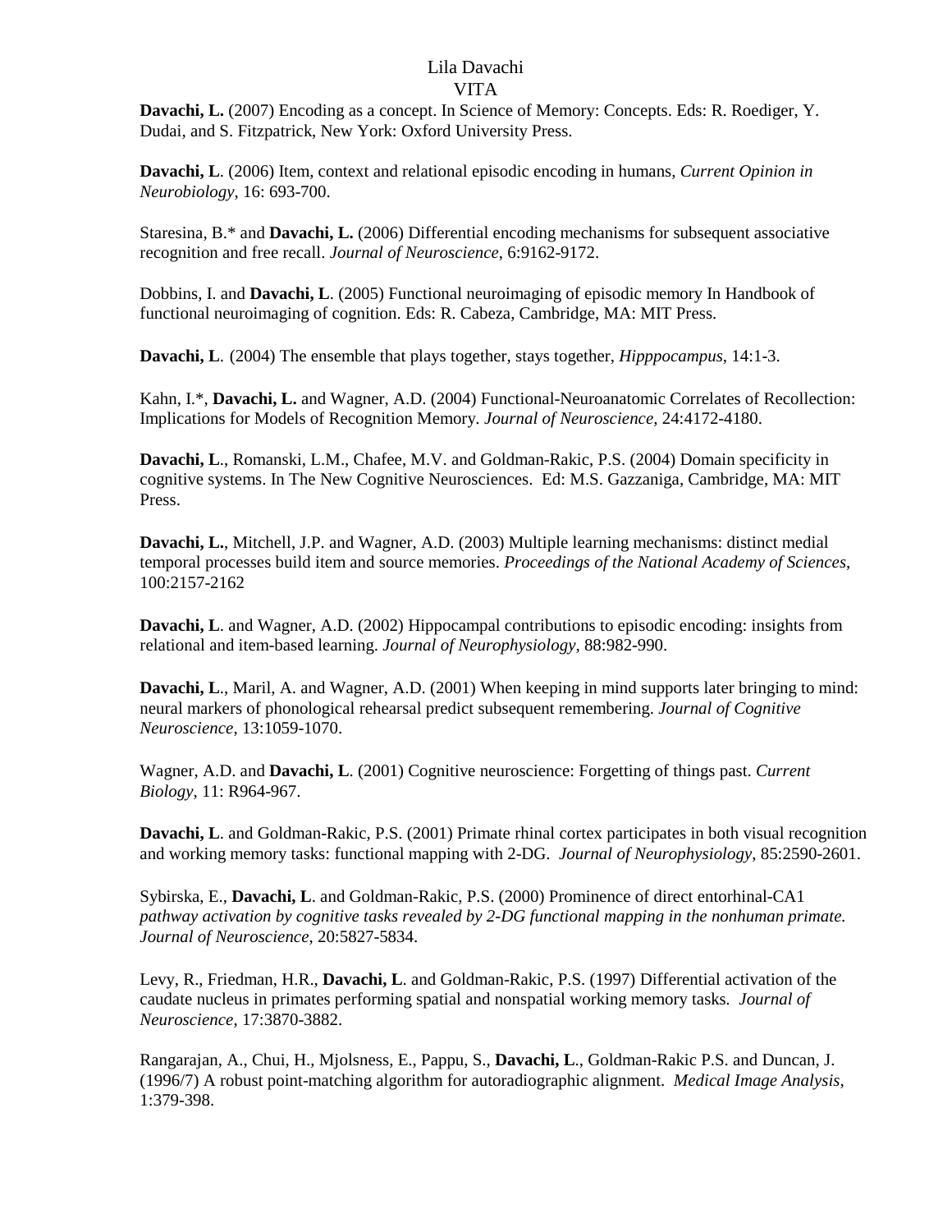Lila Davachi

VITA

**Davachi, L.** (2007) Encoding as a concept. In Science of Memory: Concepts. Eds: R. Roediger, Y. Dudai, and S. Fitzpatrick, New York: Oxford University Press.

**Davachi, L**. (2006) Item, context and relational episodic encoding in humans, *Current Opinion in Neurobiology*, 16: 693-700.

Staresina, B.* and **Davachi, L.** (2006) Differential encoding mechanisms for subsequent associative recognition and free recall. *Journal of Neuroscience*, 6:9162-9172.

Dobbins, I. and **Davachi, L**. (2005) Functional neuroimaging of episodic memory In Handbook of functional neuroimaging of cognition. Eds: R. Cabeza, Cambridge, MA: MIT Press.

**Davachi, L**. (2004) The ensemble that plays together, stays together, *Hipppocampus*, 14:1-3.

Kahn, I.*, **Davachi, L.** and Wagner, A.D. (2004) Functional-Neuroanatomic Correlates of Recollection: Implications for Models of Recognition Memory. *Journal of Neuroscience*, 24:4172-4180.

**Davachi, L**., Romanski, L.M., Chafee, M.V. and Goldman-Rakic, P.S. (2004) Domain specificity in cognitive systems. In The New Cognitive Neurosciences. Ed: M.S. Gazzaniga, Cambridge, MA: MIT Press.

**Davachi, L.**, Mitchell, J.P. and Wagner, A.D. (2003) Multiple learning mechanisms: distinct medial temporal processes build item and source memories. *Proceedings of the National Academy of Sciences*, 100:2157-2162

**Davachi, L**. and Wagner, A.D. (2002) Hippocampal contributions to episodic encoding: insights from relational and item-based learning. *Journal of Neurophysiology*, 88:982-990.

**Davachi, L**., Maril, A. and Wagner, A.D. (2001) When keeping in mind supports later bringing to mind: neural markers of phonological rehearsal predict subsequent remembering. *Journal of Cognitive Neuroscience*, 13:1059-1070.

Wagner, A.D. and **Davachi, L**. (2001) Cognitive neuroscience: Forgetting of things past. *Current Biology*, 11: R964-967.

**Davachi, L**. and Goldman-Rakic, P.S. (2001) Primate rhinal cortex participates in both visual recognition and working memory tasks: functional mapping with 2-DG. *Journal of Neurophysiology*, 85:2590-2601.

Sybirska, E., **Davachi, L**. and Goldman-Rakic, P.S. (2000) Prominence of direct entorhinal-CA1 *pathway activation by cognitive tasks revealed by 2-DG functional mapping in the nonhuman primate. Journal of Neuroscience*, 20:5827-5834.

Levy, R., Friedman, H.R., **Davachi, L**. and Goldman-Rakic, P.S. (1997) Differential activation of the caudate nucleus in primates performing spatial and nonspatial working memory tasks. *Journal of Neuroscience*, 17:3870-3882.

Rangarajan, A., Chui, H., Mjolsness, E., Pappu, S., **Davachi, L**., Goldman-Rakic P.S. and Duncan, J. (1996/7) A robust point-matching algorithm for autoradiographic alignment. *Medical Image Analysis*, 1:379-398.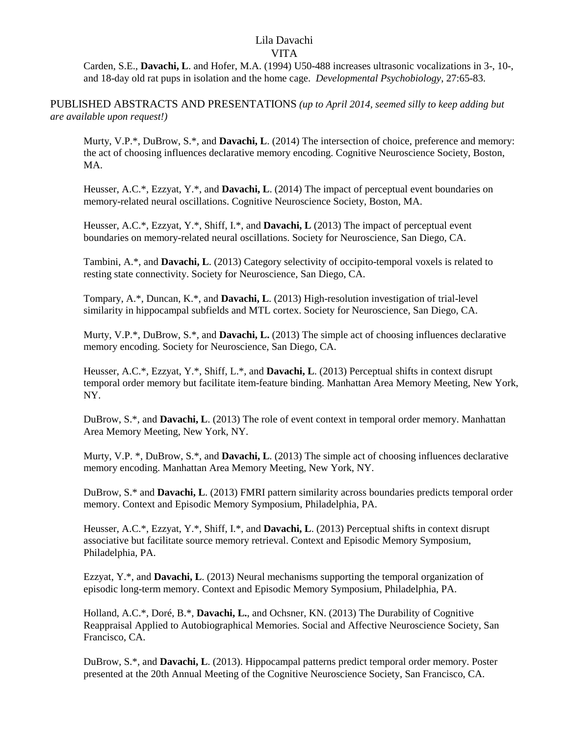Carden, S.E., **Davachi, L**. and Hofer, M.A. (1994) U50-488 increases ultrasonic vocalizations in 3-, 10-, and 18-day old rat pups in isolation and the home cage. *Developmental Psychobiology*, 27:65-83.

## PUBLISHED ABSTRACTS AND PRESENTATIONS *(up to April 2014, seemed silly to keep adding but are available upon request!)*

Murty, V.P.*, DuBrow, S.*, and **Davachi, L**. (2014) The intersection of choice, preference and memory: the act of choosing influences declarative memory encoding. Cognitive Neuroscience Society, Boston, MA.

Heusser, A.C.*, Ezzyat, Y.*, and **Davachi, L**. (2014) The impact of perceptual event boundaries on memory-related neural oscillations. Cognitive Neuroscience Society, Boston, MA.

Heusser, A.C.*, Ezzyat, Y.*, Shiff, I.*, and **Davachi, L** (2013) The impact of perceptual event boundaries on memory-related neural oscillations. Society for Neuroscience, San Diego, CA.

Tambini, A.*, and **Davachi, L**. (2013) Category selectivity of occipito-temporal voxels is related to resting state connectivity. Society for Neuroscience, San Diego, CA.

Tompary, A.*, Duncan, K.*, and **Davachi, L**. (2013) High-resolution investigation of trial-level similarity in hippocampal subfields and MTL cortex. Society for Neuroscience, San Diego, CA.

Murty, V.P.*, DuBrow, S.*, and **Davachi, L.** (2013) The simple act of choosing influences declarative memory encoding. Society for Neuroscience, San Diego, CA.

Heusser, A.C.*, Ezzyat, Y.*, Shiff, L.*, and **Davachi, L**. (2013) Perceptual shifts in context disrupt temporal order memory but facilitate item-feature binding. Manhattan Area Memory Meeting, New York, NY.

DuBrow, S.*, and **Davachi, L**. (2013) The role of event context in temporal order memory. Manhattan Area Memory Meeting, New York, NY.

Murty, V.P. *, DuBrow, S.*, and **Davachi, L**. (2013) The simple act of choosing influences declarative memory encoding. Manhattan Area Memory Meeting, New York, NY.

DuBrow, S.* and **Davachi, L**. (2013) FMRI pattern similarity across boundaries predicts temporal order memory. Context and Episodic Memory Symposium, Philadelphia, PA.

Heusser, A.C.*, Ezzyat, Y.*, Shiff, I.*, and **Davachi, L**. (2013) Perceptual shifts in context disrupt associative but facilitate source memory retrieval. Context and Episodic Memory Symposium, Philadelphia, PA.

Ezzyat, Y.*, and **Davachi, L**. (2013) Neural mechanisms supporting the temporal organization of episodic long-term memory. Context and Episodic Memory Symposium, Philadelphia, PA.

Holland, A.C.*, Doré, B.*, **Davachi, L.**, and Ochsner, KN. (2013) The Durability of Cognitive Reappraisal Applied to Autobiographical Memories. Social and Affective Neuroscience Society, San Francisco, CA.

DuBrow, S.*, and **Davachi, L**. (2013). Hippocampal patterns predict temporal order memory. Poster presented at the 20th Annual Meeting of the Cognitive Neuroscience Society, San Francisco, CA.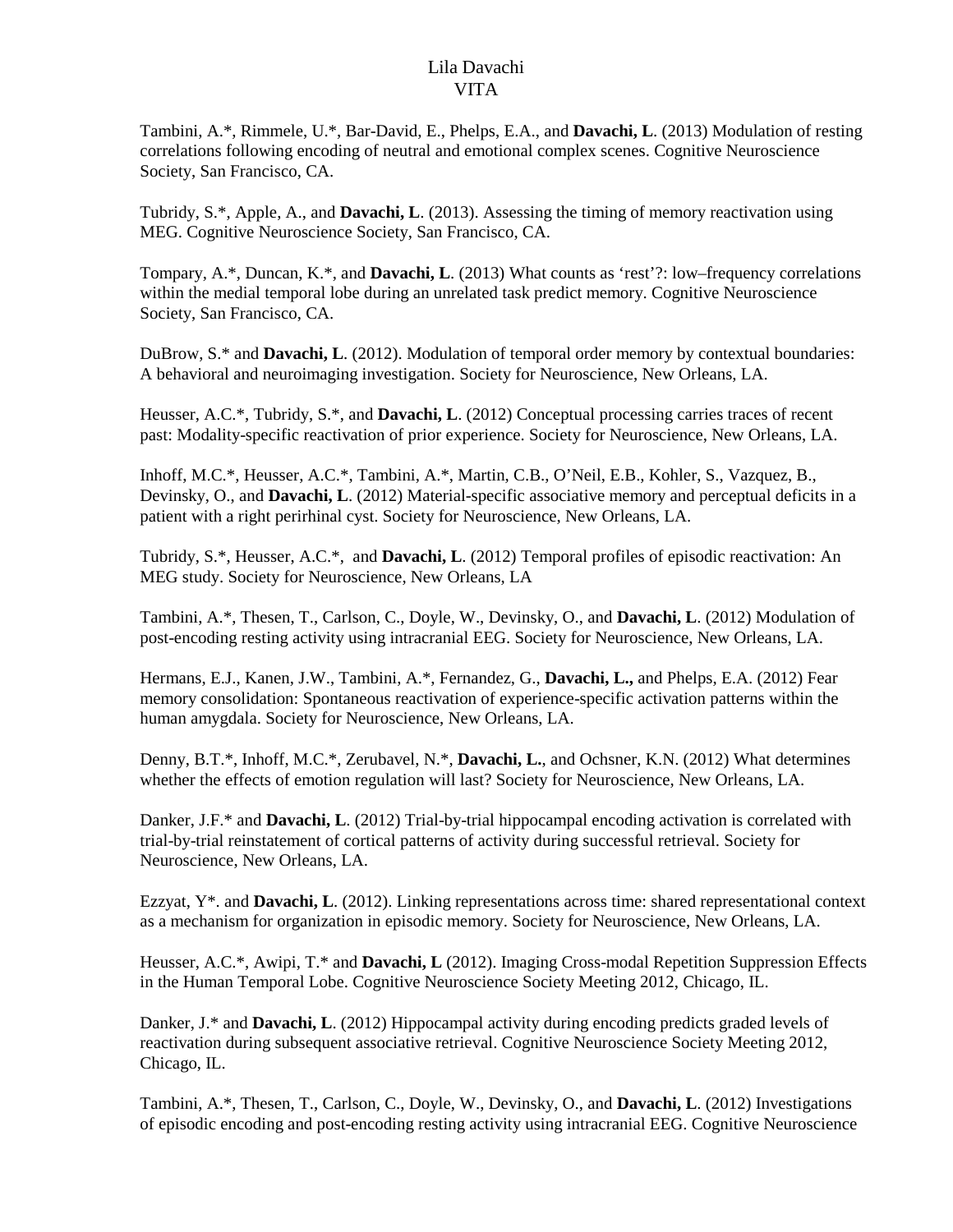Tambini, A.*, Rimmele, U.*, Bar-David, E., Phelps, E.A., and **Davachi, L**. (2013) Modulation of resting correlations following encoding of neutral and emotional complex scenes. Cognitive Neuroscience Society, San Francisco, CA.

Tubridy, S.*, Apple, A., and **Davachi, L**. (2013). Assessing the timing of memory reactivation using MEG. Cognitive Neuroscience Society, San Francisco, CA.

Tompary, A.*, Duncan, K.*, and **Davachi, L**. (2013) What counts as 'rest'?: low–frequency correlations within the medial temporal lobe during an unrelated task predict memory. Cognitive Neuroscience Society, San Francisco, CA.

DuBrow, S.* and **Davachi, L**. (2012). Modulation of temporal order memory by contextual boundaries: A behavioral and neuroimaging investigation. Society for Neuroscience, New Orleans, LA.

Heusser, A.C.*, Tubridy, S.*, and **Davachi, L**. (2012) Conceptual processing carries traces of recent past: Modality-specific reactivation of prior experience. Society for Neuroscience, New Orleans, LA.

Inhoff, M.C.*, Heusser, A.C.*, Tambini, A.*, Martin, C.B., O'Neil, E.B., Kohler, S., Vazquez, B., Devinsky, O., and **Davachi, L**. (2012) Material-specific associative memory and perceptual deficits in a patient with a right perirhinal cyst. Society for Neuroscience, New Orleans, LA.

Tubridy, S.*, Heusser, A.C.*, and **Davachi, L**. (2012) Temporal profiles of episodic reactivation: An MEG study. Society for Neuroscience, New Orleans, LA

Tambini, A.*, Thesen, T., Carlson, C., Doyle, W., Devinsky, O., and **Davachi, L**. (2012) Modulation of post-encoding resting activity using intracranial EEG. Society for Neuroscience, New Orleans, LA.

Hermans, E.J., Kanen, J.W., Tambini, A.*, Fernandez, G., **Davachi, L.,** and Phelps, E.A. (2012) Fear memory consolidation: Spontaneous reactivation of experience-specific activation patterns within the human amygdala. Society for Neuroscience, New Orleans, LA.

Denny, B.T.*, Inhoff, M.C.*, Zerubavel, N.*, **Davachi, L.**, and Ochsner, K.N. (2012) What determines whether the effects of emotion regulation will last? Society for Neuroscience, New Orleans, LA.

Danker, J.F.* and **Davachi, L**. (2012) Trial-by-trial hippocampal encoding activation is correlated with trial-by-trial reinstatement of cortical patterns of activity during successful retrieval. Society for Neuroscience, New Orleans, LA.

Ezzyat, Y*. and **Davachi, L**. (2012). Linking representations across time: shared representational context as a mechanism for organization in episodic memory. Society for Neuroscience, New Orleans, LA.

Heusser, A.C.*, Awipi, T.* and **Davachi, L** (2012). Imaging Cross-modal Repetition Suppression Effects in the Human Temporal Lobe. Cognitive Neuroscience Society Meeting 2012, Chicago, IL.

Danker, J.* and **Davachi, L**. (2012) Hippocampal activity during encoding predicts graded levels of reactivation during subsequent associative retrieval. Cognitive Neuroscience Society Meeting 2012, Chicago, IL.

Tambini, A.*, Thesen, T., Carlson, C., Doyle, W., Devinsky, O., and **Davachi, L**. (2012) Investigations of episodic encoding and post-encoding resting activity using intracranial EEG. Cognitive Neuroscience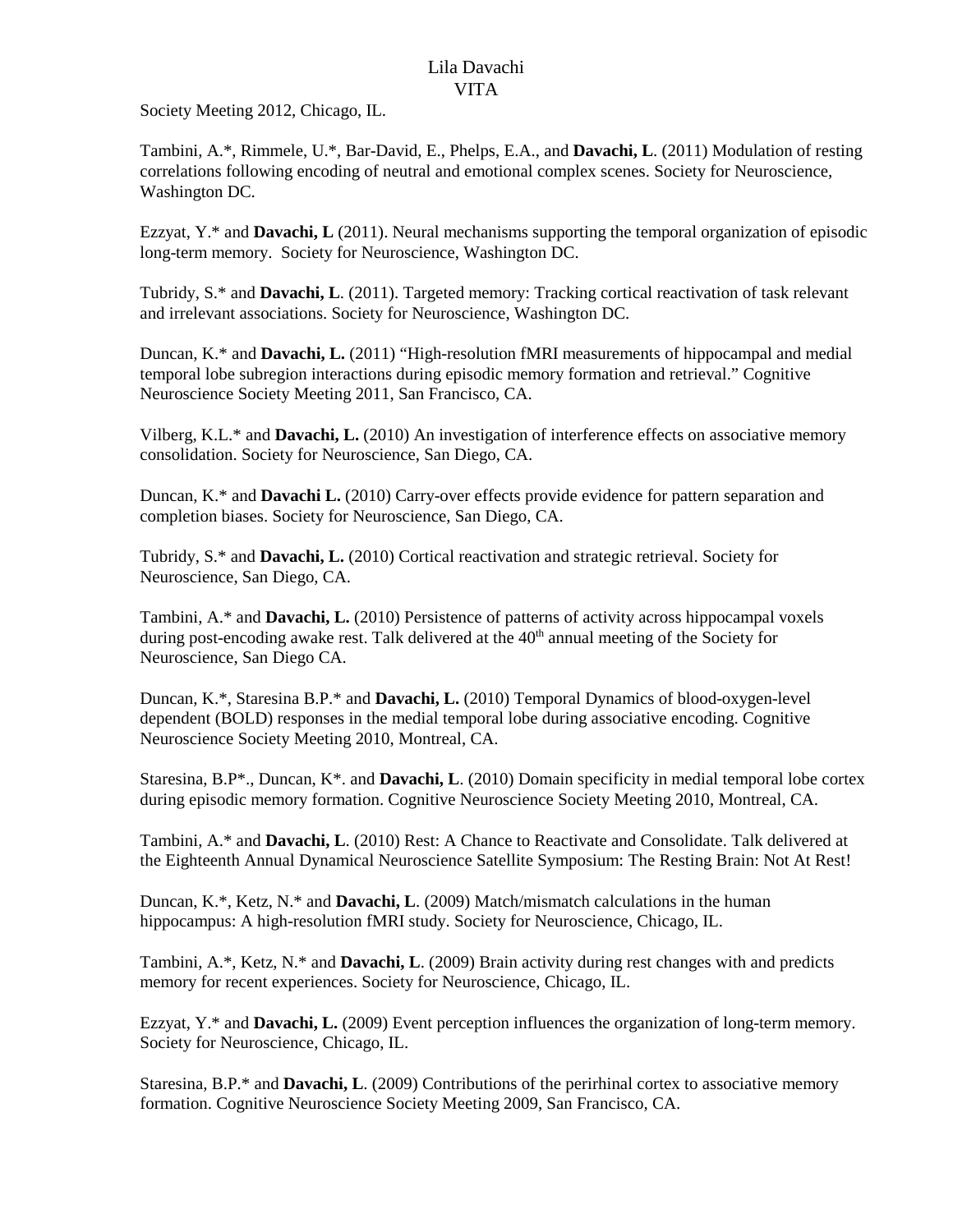Society Meeting 2012, Chicago, IL.

Tambini, A.*, Rimmele, U.*, Bar-David, E., Phelps, E.A., and **Davachi, L**. (2011) Modulation of resting correlations following encoding of neutral and emotional complex scenes. Society for Neuroscience, Washington DC.

Ezzyat, Y.* and **Davachi, L** (2011). Neural mechanisms supporting the temporal organization of episodic long-term memory. Society for Neuroscience, Washington DC.

Tubridy, S.* and **Davachi, L**. (2011). Targeted memory: Tracking cortical reactivation of task relevant and irrelevant associations. Society for Neuroscience, Washington DC.

Duncan, K.* and **Davachi, L.** (2011) "High-resolution fMRI measurements of hippocampal and medial temporal lobe subregion interactions during episodic memory formation and retrieval." Cognitive Neuroscience Society Meeting 2011, San Francisco, CA.

Vilberg, K.L.* and **Davachi, L.** (2010) An investigation of interference effects on associative memory consolidation. Society for Neuroscience, San Diego, CA.

Duncan, K.* and **Davachi L.** (2010) Carry-over effects provide evidence for pattern separation and completion biases. Society for Neuroscience, San Diego, CA.

Tubridy, S.* and **Davachi, L.** (2010) Cortical reactivation and strategic retrieval. Society for Neuroscience, San Diego, CA.

Tambini, A.* and **Davachi, L.** (2010) Persistence of patterns of activity across hippocampal voxels during post-encoding awake rest. Talk delivered at the 40th annual meeting of the Society for Neuroscience, San Diego CA.

Duncan, K.*, Staresina B.P.* and **Davachi, L.** (2010) Temporal Dynamics of blood-oxygen-level dependent (BOLD) responses in the medial temporal lobe during associative encoding. Cognitive Neuroscience Society Meeting 2010, Montreal, CA.

Staresina, B.P*., Duncan, K*. and **Davachi, L**. (2010) Domain specificity in medial temporal lobe cortex during episodic memory formation. Cognitive Neuroscience Society Meeting 2010, Montreal, CA.

Tambini, A.* and **Davachi, L**. (2010) Rest: A Chance to Reactivate and Consolidate. Talk delivered at the Eighteenth Annual Dynamical Neuroscience Satellite Symposium: The Resting Brain: Not At Rest!

Duncan, K.*, Ketz, N.* and **Davachi, L**. (2009) Match/mismatch calculations in the human hippocampus: A high-resolution fMRI study. Society for Neuroscience, Chicago, IL.

Tambini, A.*, Ketz, N.* and **Davachi, L**. (2009) Brain activity during rest changes with and predicts memory for recent experiences. Society for Neuroscience, Chicago, IL.

Ezzyat, Y.* and **Davachi, L.** (2009) Event perception influences the organization of long-term memory. Society for Neuroscience, Chicago, IL.

Staresina, B.P.* and **Davachi, L**. (2009) Contributions of the perirhinal cortex to associative memory formation. Cognitive Neuroscience Society Meeting 2009, San Francisco, CA.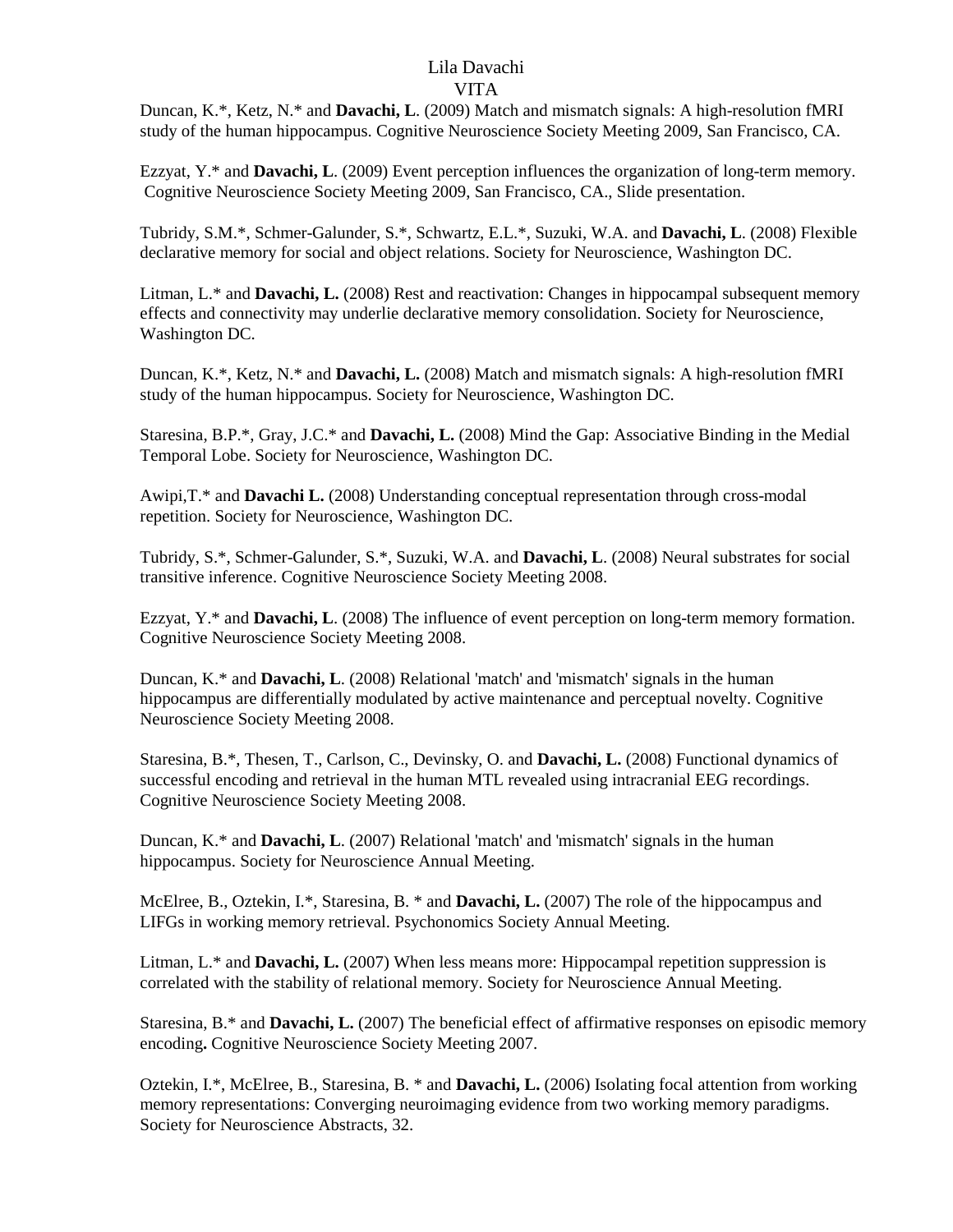Duncan, K.*, Ketz, N.* and **Davachi, L**. (2009) Match and mismatch signals: A high-resolution fMRI study of the human hippocampus. Cognitive Neuroscience Society Meeting 2009, San Francisco, CA.

Ezzyat, Y.* and **Davachi, L**. (2009) Event perception influences the organization of long-term memory. Cognitive Neuroscience Society Meeting 2009, San Francisco, CA., Slide presentation.

Tubridy, S.M.*, Schmer-Galunder, S.*, Schwartz, E.L.*, Suzuki, W.A. and **Davachi, L**. (2008) Flexible declarative memory for social and object relations. Society for Neuroscience, Washington DC.

Litman, L.* and **Davachi, L.** (2008) Rest and reactivation: Changes in hippocampal subsequent memory effects and connectivity may underlie declarative memory consolidation. Society for Neuroscience, Washington DC.

Duncan, K.*, Ketz, N.* and **Davachi, L.** (2008) Match and mismatch signals: A high-resolution fMRI study of the human hippocampus. Society for Neuroscience, Washington DC.

Staresina, B.P.*, Gray, J.C.* and **Davachi, L.** (2008) Mind the Gap: Associative Binding in the Medial Temporal Lobe. Society for Neuroscience, Washington DC.

Awipi,T.* and **Davachi L.** (2008) Understanding conceptual representation through cross-modal repetition. Society for Neuroscience, Washington DC.

Tubridy, S.*, Schmer-Galunder, S.*, Suzuki, W.A. and **Davachi, L**. (2008) Neural substrates for social transitive inference. Cognitive Neuroscience Society Meeting 2008.

Ezzyat, Y.* and **Davachi, L**. (2008) The influence of event perception on long-term memory formation. Cognitive Neuroscience Society Meeting 2008.

Duncan, K.* and **Davachi, L**. (2008) Relational 'match' and 'mismatch' signals in the human hippocampus are differentially modulated by active maintenance and perceptual novelty. Cognitive Neuroscience Society Meeting 2008.

Staresina, B.*, Thesen, T., Carlson, C., Devinsky, O. and **Davachi, L.** (2008) Functional dynamics of successful encoding and retrieval in the human MTL revealed using intracranial EEG recordings. Cognitive Neuroscience Society Meeting 2008.

Duncan, K.* and **Davachi, L**. (2007) Relational 'match' and 'mismatch' signals in the human hippocampus. Society for Neuroscience Annual Meeting.

McElree, B., Oztekin, I.*, Staresina, B. * and **Davachi, L.** (2007) The role of the hippocampus and LIFGs in working memory retrieval. Psychonomics Society Annual Meeting.

Litman, L.* and **Davachi, L.** (2007) When less means more: Hippocampal repetition suppression is correlated with the stability of relational memory. Society for Neuroscience Annual Meeting.

Staresina, B.* and **Davachi, L.** (2007) The beneficial effect of affirmative responses on episodic memory encoding**.** Cognitive Neuroscience Society Meeting 2007.

Oztekin, I.*, McElree, B., Staresina, B. * and **Davachi, L.** (2006) Isolating focal attention from working memory representations: Converging neuroimaging evidence from two working memory paradigms. Society for Neuroscience Abstracts, 32.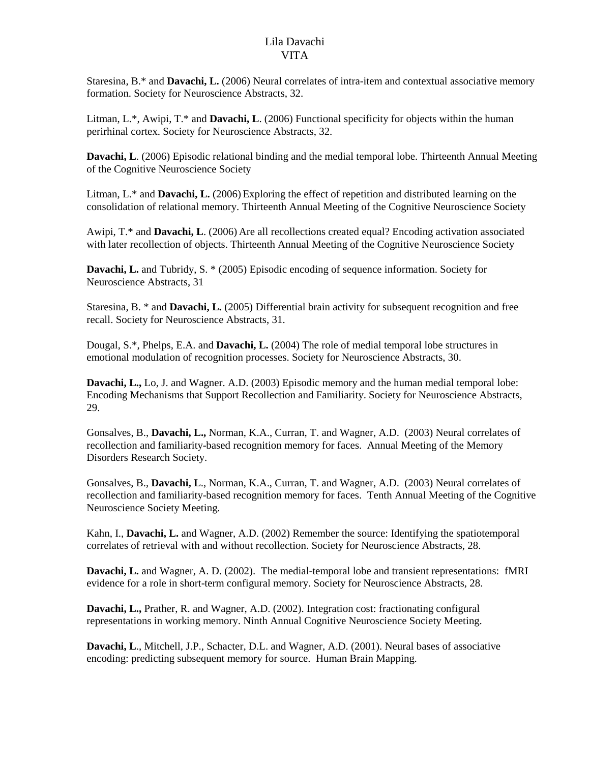Staresina, B.* and **Davachi, L.** (2006) Neural correlates of intra-item and contextual associative memory formation. Society for Neuroscience Abstracts, 32.

Litman, L.*, Awipi, T.* and **Davachi, L**. (2006) Functional specificity for objects within the human perirhinal cortex. Society for Neuroscience Abstracts, 32.

**Davachi, L**. (2006) Episodic relational binding and the medial temporal lobe. Thirteenth Annual Meeting of the Cognitive Neuroscience Society

Litman, L.* and **Davachi, L.** (2006) Exploring the effect of repetition and distributed learning on the consolidation of relational memory. Thirteenth Annual Meeting of the Cognitive Neuroscience Society

Awipi, T.* and **Davachi, L**. (2006) Are all recollections created equal? Encoding activation associated with later recollection of objects. Thirteenth Annual Meeting of the Cognitive Neuroscience Society

**Davachi, L.** and Tubridy, S. * (2005) Episodic encoding of sequence information. Society for Neuroscience Abstracts, 31

Staresina, B. * and **Davachi, L.** (2005) Differential brain activity for subsequent recognition and free recall. Society for Neuroscience Abstracts, 31.

Dougal, S.*, Phelps, E.A. and **Davachi, L.** (2004) The role of medial temporal lobe structures in emotional modulation of recognition processes. Society for Neuroscience Abstracts, 30.

**Davachi, L.,** Lo, J. and Wagner. A.D. (2003) Episodic memory and the human medial temporal lobe: Encoding Mechanisms that Support Recollection and Familiarity. Society for Neuroscience Abstracts, 29.

Gonsalves, B., **Davachi, L.,** Norman, K.A., Curran, T. and Wagner, A.D. (2003) Neural correlates of recollection and familiarity-based recognition memory for faces. Annual Meeting of the Memory Disorders Research Society.

Gonsalves, B., **Davachi, L**., Norman, K.A., Curran, T. and Wagner, A.D. (2003) Neural correlates of recollection and familiarity-based recognition memory for faces. Tenth Annual Meeting of the Cognitive Neuroscience Society Meeting.

Kahn, I., **Davachi, L.** and Wagner, A.D. (2002) Remember the source: Identifying the spatiotemporal correlates of retrieval with and without recollection. Society for Neuroscience Abstracts, 28.

**Davachi, L.** and Wagner, A. D. (2002). The medial-temporal lobe and transient representations: fMRI evidence for a role in short-term configural memory. Society for Neuroscience Abstracts, 28.

**Davachi, L.,** Prather, R. and Wagner, A.D. (2002). Integration cost: fractionating configural representations in working memory. Ninth Annual Cognitive Neuroscience Society Meeting.

**Davachi, L**., Mitchell, J.P., Schacter, D.L. and Wagner, A.D. (2001). Neural bases of associative encoding: predicting subsequent memory for source. Human Brain Mapping.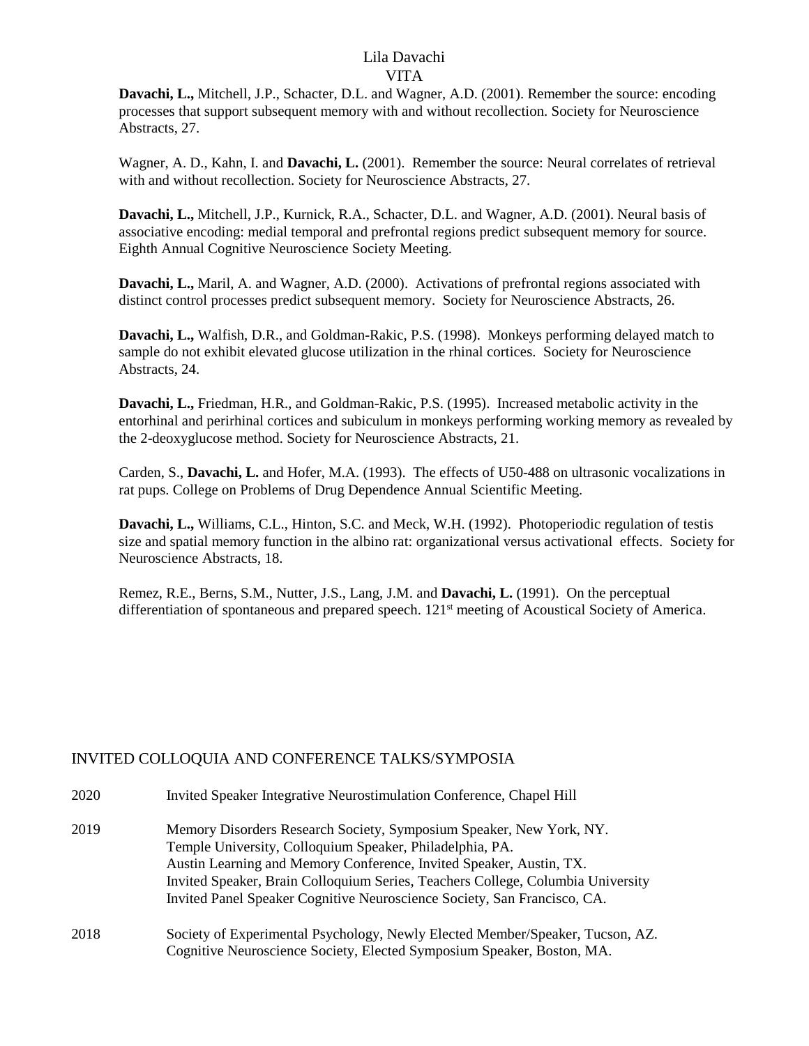**Davachi, L.,** Mitchell, J.P., Schacter, D.L. and Wagner, A.D. (2001). Remember the source: encoding processes that support subsequent memory with and without recollection. Society for Neuroscience Abstracts, 27.

Wagner, A. D., Kahn, I. and **Davachi, L.** (2001). Remember the source: Neural correlates of retrieval with and without recollection. Society for Neuroscience Abstracts, 27.

**Davachi, L.,** Mitchell, J.P., Kurnick, R.A., Schacter, D.L. and Wagner, A.D. (2001). Neural basis of associative encoding: medial temporal and prefrontal regions predict subsequent memory for source. Eighth Annual Cognitive Neuroscience Society Meeting.

**Davachi, L.,** Maril, A. and Wagner, A.D. (2000). Activations of prefrontal regions associated with distinct control processes predict subsequent memory. Society for Neuroscience Abstracts, 26.

**Davachi, L.,** Walfish, D.R., and Goldman-Rakic, P.S. (1998). Monkeys performing delayed match to sample do not exhibit elevated glucose utilization in the rhinal cortices. Society for Neuroscience Abstracts, 24.

**Davachi, L.,** Friedman, H.R., and Goldman-Rakic, P.S. (1995). Increased metabolic activity in the entorhinal and perirhinal cortices and subiculum in monkeys performing working memory as revealed by the 2-deoxyglucose method. Society for Neuroscience Abstracts, 21.

Carden, S., **Davachi, L.** and Hofer, M.A. (1993). The effects of U50-488 on ultrasonic vocalizations in rat pups. College on Problems of Drug Dependence Annual Scientific Meeting.

**Davachi, L.,** Williams, C.L., Hinton, S.C. and Meck, W.H. (1992). Photoperiodic regulation of testis size and spatial memory function in the albino rat: organizational versus activational effects. Society for Neuroscience Abstracts, 18.

Remez, R.E., Berns, S.M., Nutter, J.S., Lang, J.M. and **Davachi, L.** (1991). On the perceptual differentiation of spontaneous and prepared speech. 121st meeting of Acoustical Society of America.

## INVITED COLLOQUIA AND CONFERENCE TALKS/SYMPOSIA

2020 Invited Speaker Integrative Neurostimulation Conference, Chapel Hill

2019 Memory Disorders Research Society, Symposium Speaker, New York, NY.
Temple University, Colloquium Speaker, Philadelphia, PA.
Austin Learning and Memory Conference, Invited Speaker, Austin, TX.
Invited Speaker, Brain Colloquium Series, Teachers College, Columbia University
Invited Panel Speaker Cognitive Neuroscience Society, San Francisco, CA.

2018 Society of Experimental Psychology, Newly Elected Member/Speaker, Tucson, AZ.
Cognitive Neuroscience Society, Elected Symposium Speaker, Boston, MA.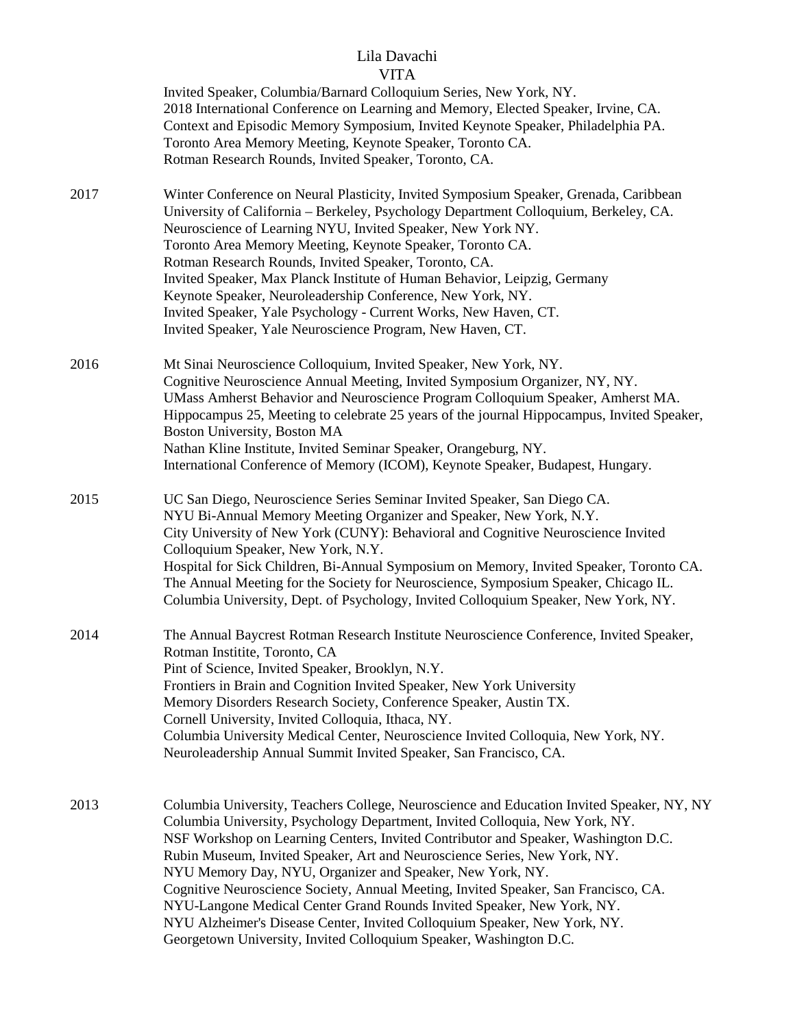Invited Speaker, Columbia/Barnard Colloquium Series, New York, NY.
2018 International Conference on Learning and Memory, Elected Speaker, Irvine, CA.
Context and Episodic Memory Symposium, Invited Keynote Speaker, Philadelphia PA.
Toronto Area Memory Meeting, Keynote Speaker, Toronto CA.
Rotman Research Rounds, Invited Speaker, Toronto, CA.

2017
Winter Conference on Neural Plasticity, Invited Symposium Speaker, Grenada, Caribbean
University of California – Berkeley, Psychology Department Colloquium, Berkeley, CA.
Neuroscience of Learning NYU, Invited Speaker, New York NY.
Toronto Area Memory Meeting, Keynote Speaker, Toronto CA.
Rotman Research Rounds, Invited Speaker, Toronto, CA.
Invited Speaker, Max Planck Institute of Human Behavior, Leipzig, Germany
Keynote Speaker, Neuroleadership Conference, New York, NY.
Invited Speaker, Yale Psychology - Current Works, New Haven, CT.
Invited Speaker, Yale Neuroscience Program, New Haven, CT.

2016
Mt Sinai Neuroscience Colloquium, Invited Speaker, New York, NY.
Cognitive Neuroscience Annual Meeting, Invited Symposium Organizer, NY, NY.
UMass Amherst Behavior and Neuroscience Program Colloquium Speaker, Amherst MA.
Hippocampus 25, Meeting to celebrate 25 years of the journal Hippocampus, Invited Speaker, Boston University, Boston MA
Nathan Kline Institute, Invited Seminar Speaker, Orangeburg, NY.
International Conference of Memory (ICOM), Keynote Speaker, Budapest, Hungary.

2015
UC San Diego, Neuroscience Series Seminar Invited Speaker, San Diego CA.
NYU Bi-Annual Memory Meeting Organizer and Speaker, New York, N.Y.
City University of New York (CUNY): Behavioral and Cognitive Neuroscience Invited Colloquium Speaker, New York, N.Y.
Hospital for Sick Children, Bi-Annual Symposium on Memory, Invited Speaker, Toronto CA.
The Annual Meeting for the Society for Neuroscience, Symposium Speaker, Chicago IL.
Columbia University, Dept. of Psychology, Invited Colloquium Speaker, New York, NY.

2014
The Annual Baycrest Rotman Research Institute Neuroscience Conference, Invited Speaker, Rotman Institite, Toronto, CA
Pint of Science, Invited Speaker, Brooklyn, N.Y.
Frontiers in Brain and Cognition Invited Speaker, New York University
Memory Disorders Research Society, Conference Speaker, Austin TX.
Cornell University, Invited Colloquia, Ithaca, NY.
Columbia University Medical Center, Neuroscience Invited Colloquia, New York, NY.
Neuroleadership Annual Summit Invited Speaker, San Francisco, CA.

2013
Columbia University, Teachers College, Neuroscience and Education Invited Speaker, NY, NY
Columbia University, Psychology Department, Invited Colloquia, New York, NY.
NSF Workshop on Learning Centers, Invited Contributor and Speaker, Washington D.C.
Rubin Museum, Invited Speaker, Art and Neuroscience Series, New York, NY.
NYU Memory Day, NYU, Organizer and Speaker, New York, NY.
Cognitive Neuroscience Society, Annual Meeting, Invited Speaker, San Francisco, CA.
NYU-Langone Medical Center Grand Rounds Invited Speaker, New York, NY.
NYU Alzheimer's Disease Center, Invited Colloquium Speaker, New York, NY.
Georgetown University, Invited Colloquium Speaker, Washington D.C.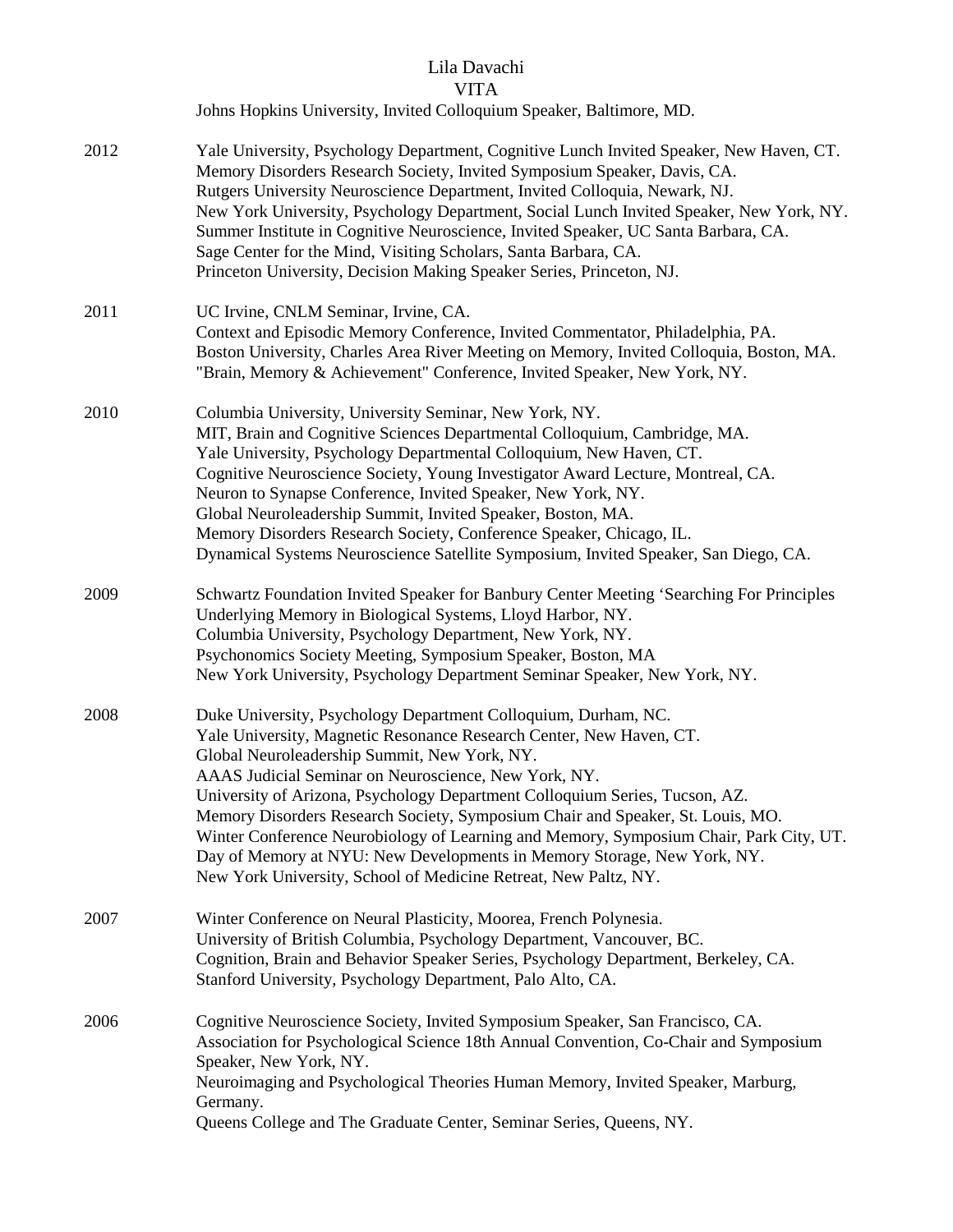Johns Hopkins University, Invited Colloquium Speaker, Baltimore, MD.

2012 Yale University, Psychology Department, Cognitive Lunch Invited Speaker, New Haven, CT.
Memory Disorders Research Society, Invited Symposium Speaker, Davis, CA.
Rutgers University Neuroscience Department, Invited Colloquia, Newark, NJ.
New York University, Psychology Department, Social Lunch Invited Speaker, New York, NY.
Summer Institute in Cognitive Neuroscience, Invited Speaker, UC Santa Barbara, CA.
Sage Center for the Mind, Visiting Scholars, Santa Barbara, CA.
Princeton University, Decision Making Speaker Series, Princeton, NJ.

2011 UC Irvine, CNLM Seminar, Irvine, CA.
Context and Episodic Memory Conference, Invited Commentator, Philadelphia, PA.
Boston University, Charles Area River Meeting on Memory, Invited Colloquia, Boston, MA.
"Brain, Memory & Achievement" Conference, Invited Speaker, New York, NY.

2010 Columbia University, University Seminar, New York, NY.
MIT, Brain and Cognitive Sciences Departmental Colloquium, Cambridge, MA.
Yale University, Psychology Departmental Colloquium, New Haven, CT.
Cognitive Neuroscience Society, Young Investigator Award Lecture, Montreal, CA.
Neuron to Synapse Conference, Invited Speaker, New York, NY.
Global Neuroleadership Summit, Invited Speaker, Boston, MA.
Memory Disorders Research Society, Conference Speaker, Chicago, IL.
Dynamical Systems Neuroscience Satellite Symposium, Invited Speaker, San Diego, CA.

2009 Schwartz Foundation Invited Speaker for Banbury Center Meeting 'Searching For Principles Underlying Memory in Biological Systems, Lloyd Harbor, NY.
Columbia University, Psychology Department, New York, NY.
Psychonomics Society Meeting, Symposium Speaker, Boston, MA
New York University, Psychology Department Seminar Speaker, New York, NY.

2008 Duke University, Psychology Department Colloquium, Durham, NC.
Yale University, Magnetic Resonance Research Center, New Haven, CT.
Global Neuroleadership Summit, New York, NY.
AAAS Judicial Seminar on Neuroscience, New York, NY.
University of Arizona, Psychology Department Colloquium Series, Tucson, AZ.
Memory Disorders Research Society, Symposium Chair and Speaker, St. Louis, MO.
Winter Conference Neurobiology of Learning and Memory, Symposium Chair, Park City, UT.
Day of Memory at NYU: New Developments in Memory Storage, New York, NY.
New York University, School of Medicine Retreat, New Paltz, NY.

2007 Winter Conference on Neural Plasticity, Moorea, French Polynesia.
University of British Columbia, Psychology Department, Vancouver, BC.
Cognition, Brain and Behavior Speaker Series, Psychology Department, Berkeley, CA.
Stanford University, Psychology Department, Palo Alto, CA.

2006 Cognitive Neuroscience Society, Invited Symposium Speaker, San Francisco, CA.
Association for Psychological Science 18th Annual Convention, Co-Chair and Symposium Speaker, New York, NY.
Neuroimaging and Psychological Theories Human Memory, Invited Speaker, Marburg, Germany.
Queens College and The Graduate Center, Seminar Series, Queens, NY.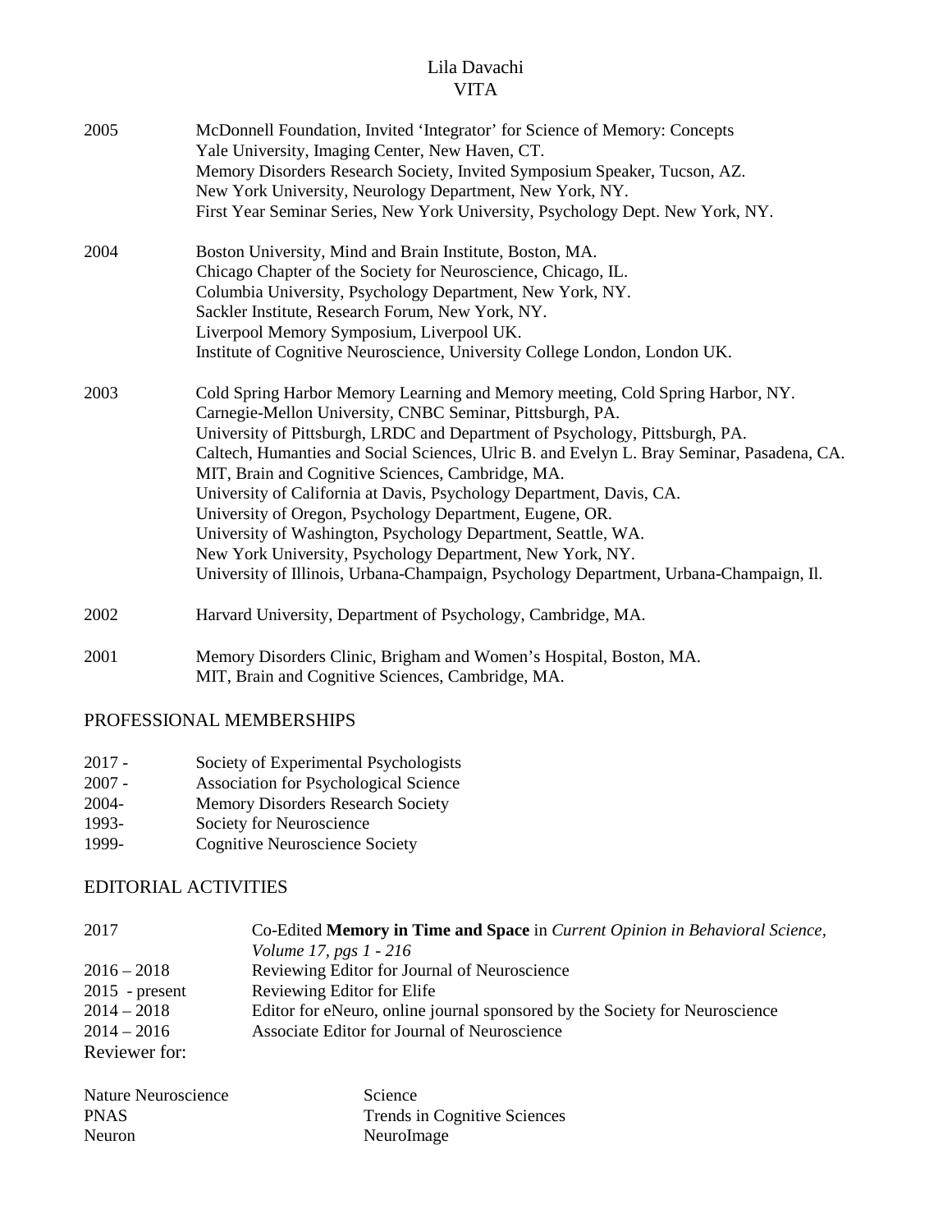Lila Davachi
VITA

| | |
|---|---|
| 2005 | McDonnell Foundation, Invited 'Integrator' for Science of Memory: Concepts<br>Yale University, Imaging Center, New Haven, CT.<br>Memory Disorders Research Society, Invited Symposium Speaker, Tucson, AZ.<br>New York University, Neurology Department, New York, NY.<br>First Year Seminar Series, New York University, Psychology Dept. New York, NY. |
| 2004 | Boston University, Mind and Brain Institute, Boston, MA.<br>Chicago Chapter of the Society for Neuroscience, Chicago, IL.<br>Columbia University, Psychology Department, New York, NY.<br>Sackler Institute, Research Forum, New York, NY.<br>Liverpool Memory Symposium, Liverpool UK.<br>Institute of Cognitive Neuroscience, University College London, London UK. |
| 2003 | Cold Spring Harbor Memory Learning and Memory meeting, Cold Spring Harbor, NY.<br>Carnegie-Mellon University, CNBC Seminar, Pittsburgh, PA.<br>University of Pittsburgh, LRDC and Department of Psychology, Pittsburgh, PA.<br>Caltech, Humanties and Social Sciences, Ulric B. and Evelyn L. Bray Seminar, Pasadena, CA.<br>MIT, Brain and Cognitive Sciences, Cambridge, MA.<br>University of California at Davis, Psychology Department, Davis, CA.<br>University of Oregon, Psychology Department, Eugene, OR.<br>University of Washington, Psychology Department, Seattle, WA.<br>New York University, Psychology Department, New York, NY.<br>University of Illinois, Urbana-Champaign, Psychology Department, Urbana-Champaign, Il. |
| 2002 | Harvard University, Department of Psychology, Cambridge, MA. |
| 2001 | Memory Disorders Clinic, Brigham and Women's Hospital, Boston, MA.<br>MIT, Brain and Cognitive Sciences, Cambridge, MA. |

## PROFESSIONAL MEMBERSHIPS

| | |
|---|---|
| 2017 - | Society of Experimental Psychologists |
| 2007 - | Association for Psychological Science |
| 2004- | Memory Disorders Research Society |
| 1993- | Society for Neuroscience |
| 1999- | Cognitive Neuroscience Society |

## EDITORIAL ACTIVITIES

| | |
|---|---|
| 2017 | Co-Edited **Memory in Time and Space** in *Current Opinion in Behavioral Science, Volume 17, pgs 1 - 216* |
| 2016 – 2018 | Reviewing Editor for Journal of Neuroscience |
| 2015 - present | Reviewing Editor for Elife |
| 2014 – 2018 | Editor for eNeuro, online journal sponsored by the Society for Neuroscience |
| 2014 – 2016 | Associate Editor for Journal of Neuroscience |

Reviewer for:

| | |
|---|---|
| Nature Neuroscience | Science |
| PNAS | Trends in Cognitive Sciences |
| Neuron | NeuroImage |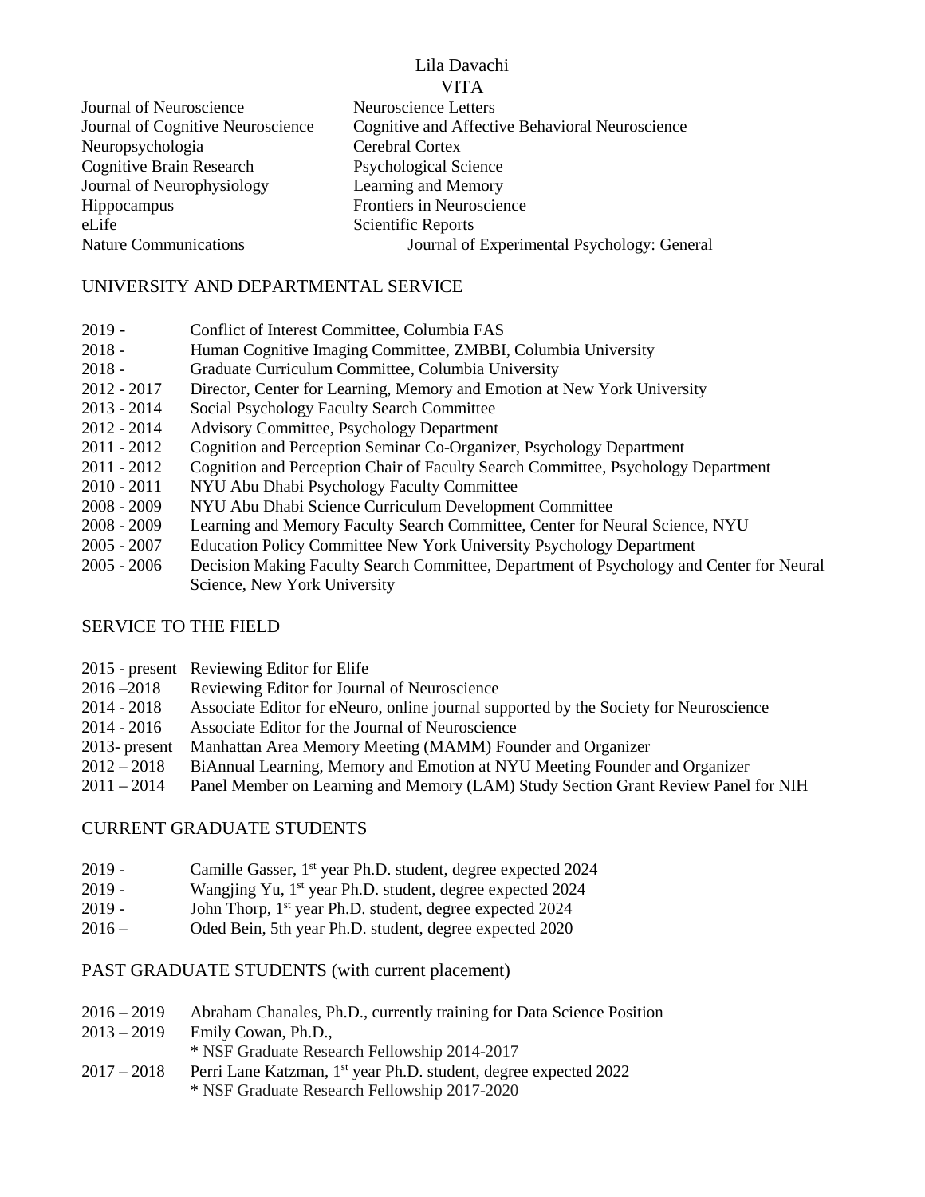Journal of Neuroscience
Journal of Cognitive Neuroscience
Neuropsychologia
Cognitive Brain Research
Journal of Neurophysiology
Hippocampus
eLife
Nature Communications
Neuroscience Letters
Cognitive and Affective Behavioral Neuroscience
Cerebral Cortex
Psychological Science
Learning and Memory
Frontiers in Neuroscience
Scientific Reports
Journal of Experimental Psychology: General

## UNIVERSITY AND DEPARTMENTAL SERVICE

2019 - Conflict of Interest Committee, Columbia FAS
2018 - Human Cognitive Imaging Committee, ZMBBI, Columbia University
2018 - Graduate Curriculum Committee, Columbia University
2012 - 2017 Director, Center for Learning, Memory and Emotion at New York University
2013 - 2014 Social Psychology Faculty Search Committee
2012 - 2014 Advisory Committee, Psychology Department
2011 - 2012 Cognition and Perception Seminar Co-Organizer, Psychology Department
2011 - 2012 Cognition and Perception Chair of Faculty Search Committee, Psychology Department
2010 - 2011 NYU Abu Dhabi Psychology Faculty Committee
2008 - 2009 NYU Abu Dhabi Science Curriculum Development Committee
2008 - 2009 Learning and Memory Faculty Search Committee, Center for Neural Science, NYU
2005 - 2007 Education Policy Committee New York University Psychology Department
2005 - 2006 Decision Making Faculty Search Committee, Department of Psychology and Center for Neural Science, New York University

## SERVICE TO THE FIELD

2015 - present Reviewing Editor for Elife
2016 –2018 Reviewing Editor for Journal of Neuroscience
2014 - 2018 Associate Editor for eNeuro, online journal supported by the Society for Neuroscience
2014 - 2016 Associate Editor for the Journal of Neuroscience
2013- present Manhattan Area Memory Meeting (MAMM) Founder and Organizer
2012 – 2018 BiAnnual Learning, Memory and Emotion at NYU Meeting Founder and Organizer
2011 – 2014 Panel Member on Learning and Memory (LAM) Study Section Grant Review Panel for NIH

## CURRENT GRADUATE STUDENTS

2019 - Camille Gasser, 1st year Ph.D. student, degree expected 2024
2019 - Wangjing Yu, 1st year Ph.D. student, degree expected 2024
2019 - John Thorp, 1st year Ph.D. student, degree expected 2024
2016 – Oded Bein, 5th year Ph.D. student, degree expected 2020

## PAST GRADUATE STUDENTS (with current placement)

2016 – 2019 Abraham Chanales, Ph.D., currently training for Data Science Position
2013 – 2019 Emily Cowan, Ph.D.,
* NSF Graduate Research Fellowship 2014-2017
2017 – 2018 Perri Lane Katzman, 1st year Ph.D. student, degree expected 2022
* NSF Graduate Research Fellowship 2017-2020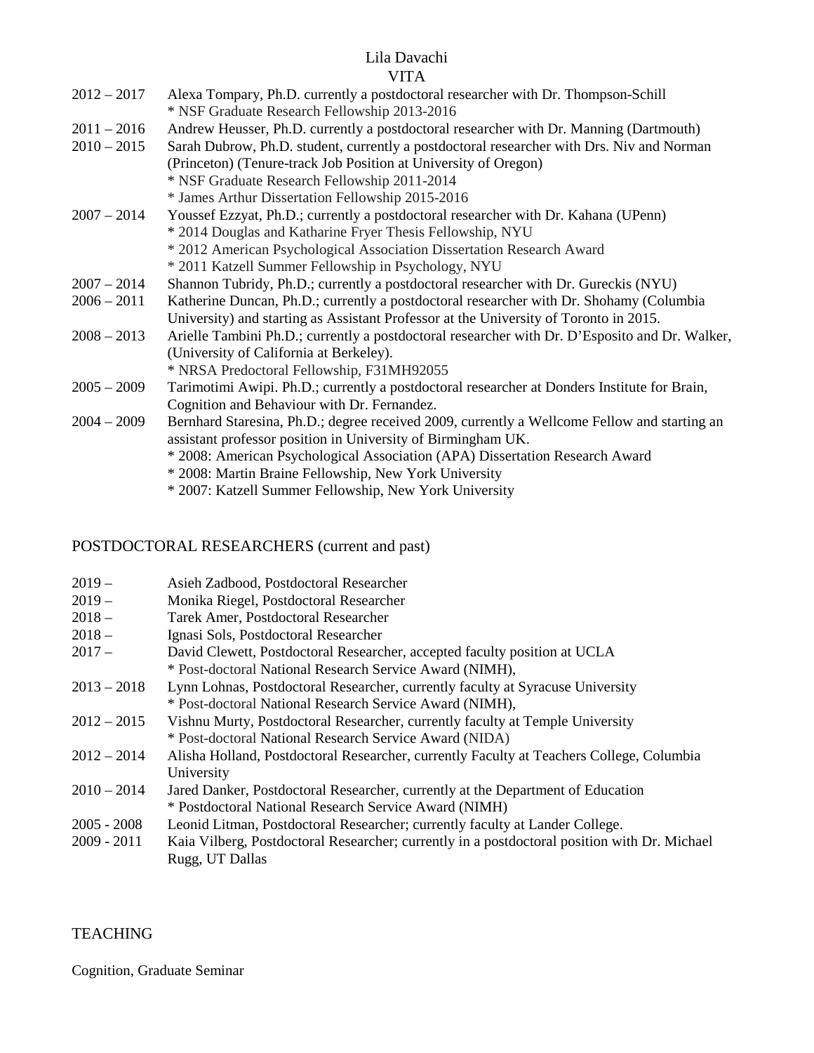2012 – 2017 Alexa Tompary, Ph.D. currently a postdoctoral researcher with Dr. Thompson-Schill
* NSF Graduate Research Fellowship 2013-2016

2011 – 2016 Andrew Heusser, Ph.D. currently a postdoctoral researcher with Dr. Manning (Dartmouth)

2010 – 2015 Sarah Dubrow, Ph.D. student, currently a postdoctoral researcher with Drs. Niv and Norman (Princeton) (Tenure-track Job Position at University of Oregon)
* NSF Graduate Research Fellowship 2011-2014
* James Arthur Dissertation Fellowship 2015-2016

2007 – 2014 Youssef Ezzyat, Ph.D.; currently a postdoctoral researcher with Dr. Kahana (UPenn)
* 2014 Douglas and Katharine Fryer Thesis Fellowship, NYU
* 2012 American Psychological Association Dissertation Research Award
* 2011 Katzell Summer Fellowship in Psychology, NYU

2007 – 2014 Shannon Tubridy, Ph.D.; currently a postdoctoral researcher with Dr. Gureckis (NYU)

2006 – 2011 Katherine Duncan, Ph.D.; currently a postdoctoral researcher with Dr. Shohamy (Columbia University) and starting as Assistant Professor at the University of Toronto in 2015.

2008 – 2013 Arielle Tambini Ph.D.; currently a postdoctoral researcher with Dr. D'Esposito and Dr. Walker, (University of California at Berkeley).
* NRSA Predoctoral Fellowship, F31MH92055

2005 – 2009 Tarimotimi Awipi. Ph.D.; currently a postdoctoral researcher at Donders Institute for Brain, Cognition and Behaviour with Dr. Fernandez.

2004 – 2009 Bernhard Staresina, Ph.D.; degree received 2009, currently a Wellcome Fellow and starting an assistant professor position in University of Birmingham UK.
* 2008: American Psychological Association (APA) Dissertation Research Award
* 2008: Martin Braine Fellowship, New York University
* 2007: Katzell Summer Fellowship, New York University

## POSTDOCTORAL RESEARCHERS (current and past)

2019 – Asieh Zadbood, Postdoctoral Researcher

2019 – Monika Riegel, Postdoctoral Researcher

2018 – Tarek Amer, Postdoctoral Researcher

2018 – Ignasi Sols, Postdoctoral Researcher

2017 – David Clewett, Postdoctoral Researcher, accepted faculty position at UCLA
* Post-doctoral National Research Service Award (NIMH),

2013 – 2018 Lynn Lohnas, Postdoctoral Researcher, currently faculty at Syracuse University
* Post-doctoral National Research Service Award (NIMH),

2012 – 2015 Vishnu Murty, Postdoctoral Researcher, currently faculty at Temple University
* Post-doctoral National Research Service Award (NIDA)

2012 – 2014 Alisha Holland, Postdoctoral Researcher, currently Faculty at Teachers College, Columbia University

2010 – 2014 Jared Danker, Postdoctoral Researcher, currently at the Department of Education
* Postdoctoral National Research Service Award (NIMH)

2005 - 2008 Leonid Litman, Postdoctoral Researcher; currently faculty at Lander College.

2009 - 2011 Kaia Vilberg, Postdoctoral Researcher; currently in a postdoctoral position with Dr. Michael Rugg, UT Dallas

## TEACHING

Cognition, Graduate Seminar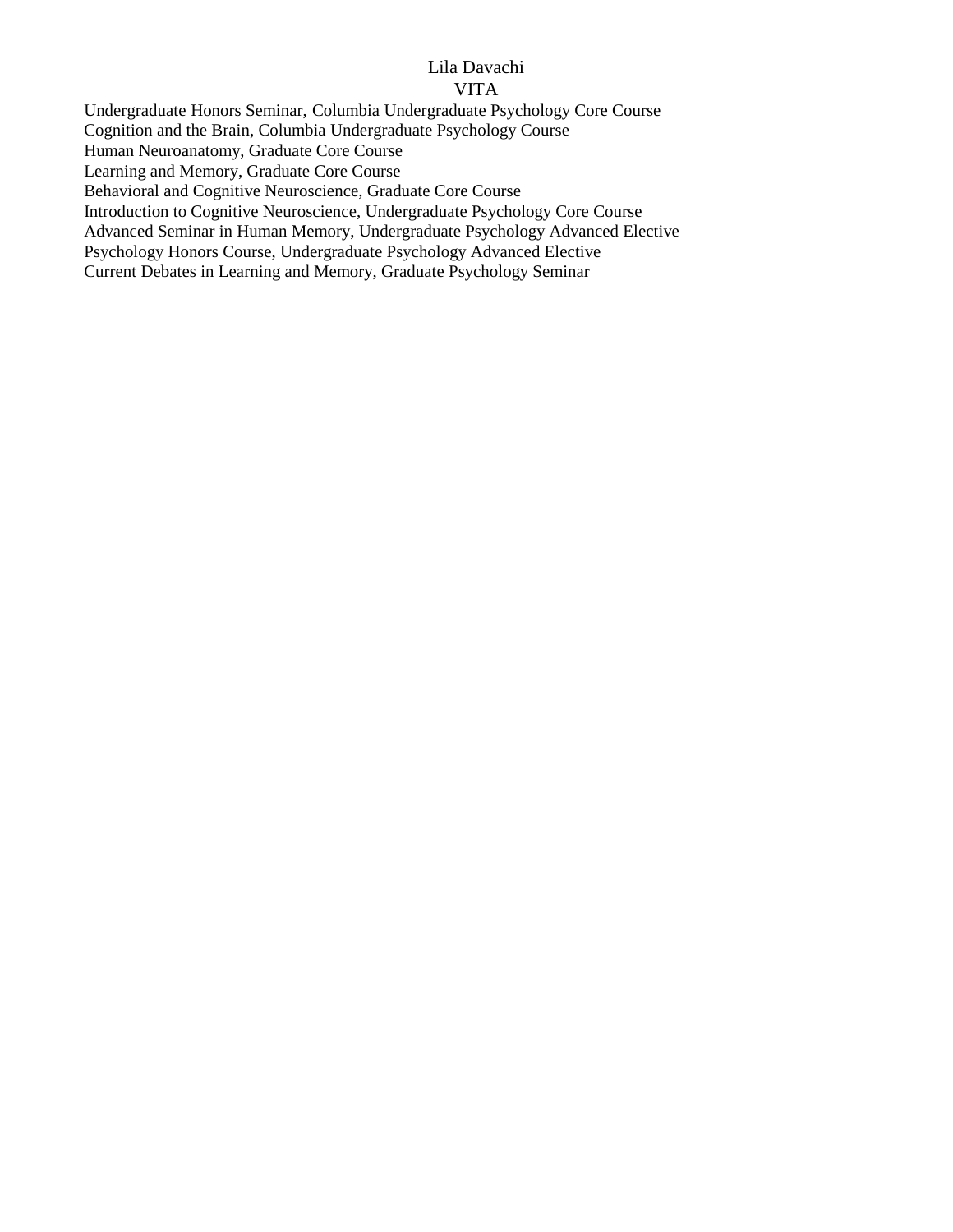Undergraduate Honors Seminar, Columbia Undergraduate Psychology Core Course
Cognition and the Brain, Columbia Undergraduate Psychology Course
Human Neuroanatomy, Graduate Core Course
Learning and Memory, Graduate Core Course
Behavioral and Cognitive Neuroscience, Graduate Core Course
Introduction to Cognitive Neuroscience, Undergraduate Psychology Core Course
Advanced Seminar in Human Memory, Undergraduate Psychology Advanced Elective
Psychology Honors Course, Undergraduate Psychology Advanced Elective
Current Debates in Learning and Memory, Graduate Psychology Seminar